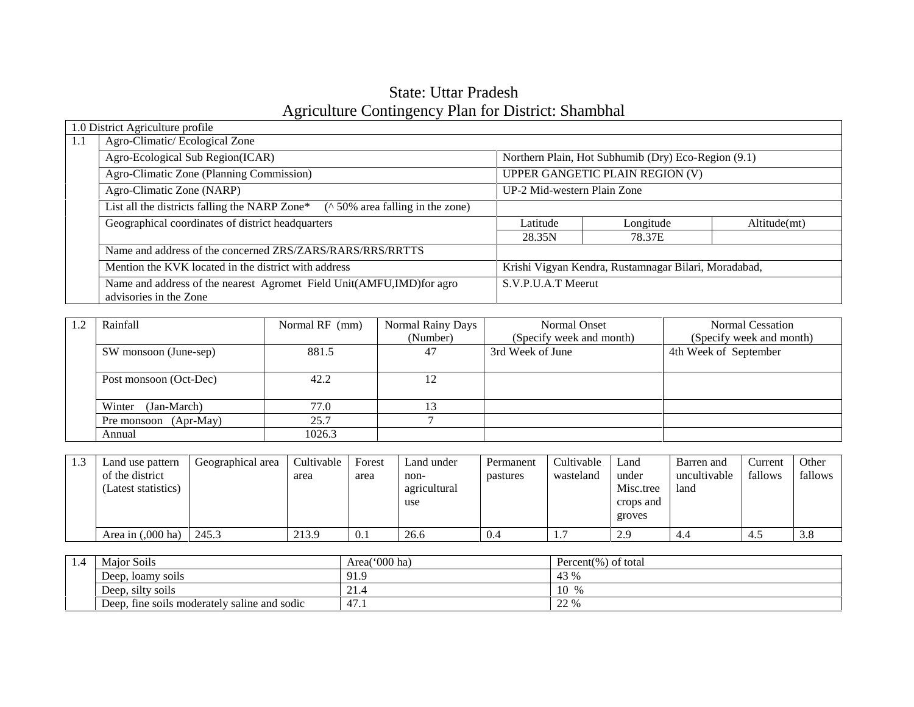# State: Uttar Pradesh
## Agriculture Contingency Plan for District: Shambhal

| 1.0 District Agriculture profile | | | | |
|---|---|---|---|---|
| 1.1 | Agro-Climatic/ Ecological Zone | | | |
| | Agro-Ecological Sub Region(ICAR) | Northern Plain, Hot Subhumib (Dry) Eco-Region (9.1) | | |
| | Agro-Climatic Zone (Planning Commission) | UPPER GANGETIC PLAIN REGION (V) | | |
| | Agro-Climatic Zone (NARP) | UP-2 Mid-western Plain Zone | | |
| | List all the districts falling the NARP Zone* (^ 50% area falling in the zone) | | | |
| | Geographical coordinates of district headquarters | Latitude | Longitude | Altitude(mt) |
| | | 28.35N | 78.37E | |
| | Name and address of the concerned ZRS/ZARS/RARS/RRS/RRTTS | | | |
| | Mention the KVK located in the district with address | Krishi Vigyan Kendra, Rustamnagar Bilari, Moradabad, | | |
| | Name and address of the nearest Agromet Field Unit(AMFU,IMD)for agro advisories in the Zone | S.V.P.U.A.T Meerut | | |

| 1.2 | Rainfall | Normal RF (mm) | Normal Rainy Days (Number) | Normal Onset (Specify week and month) | Normal Cessation (Specify week and month) |
|---|---|---|---|---|---|
| | SW monsoon (June-sep) | 881.5 | 47 | 3rd Week of June | 4th Week of September |
| | Post monsoon (Oct-Dec) | 42.2 | 12 | | |
| | Winter (Jan-March) | 77.0 | 13 | | |
| | Pre monsoon (Apr-May) | 25.7 | 7 | | |
| | Annual | 1026.3 | | | |

| 1.3 | Land use pattern of the district (Latest statistics) | Geographical area | Cultivable area | Forest area | Land under non-agricultural use | Permanent pastures | Cultivable wasteland | Land under Misc.tree crops and groves | Barren and uncultivable land | Current fallows | Other fallows |
|---|---|---|---|---|---|---|---|---|---|---|---|
| | Area in (,000 ha) | 245.3 | 213.9 | 0.1 | 26.6 | 0.4 | 1.7 | 2.9 | 4.4 | 4.5 | 3.8 |

| 1.4 | Major Soils | Area('000 ha) | Percent(%) of total |
|---|---|---|---|
| | Deep, loamy soils | 91.9 | 43 % |
| | Deep, silty soils | 21.4 | 10 % |
| | Deep, fine soils moderately saline and sodic | 47.1 | 22 % |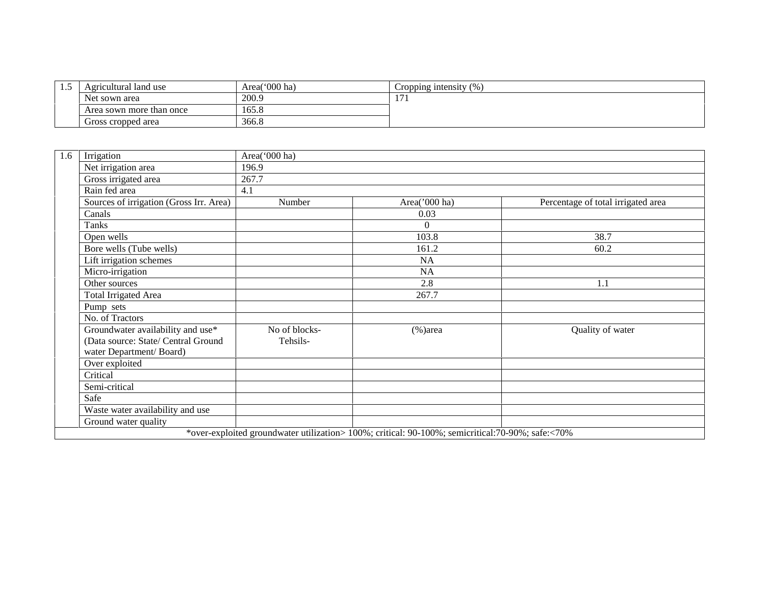| 1.5 | Agricultural land use | Area('000 ha) | Cropping intensity (%) |
|---|---|---|---|
| | Net sown area | 200.9 | 171 |
| | Area sown more than once | 165.8 | |
| | Gross cropped area | 366.8 | |

| 1.6 | Irrigation | Area('000 ha) | | |
|---|---|---|---|---|
| | Net irrigation area | 196.9 | | |
| | Gross irrigated area | 267.7 | | |
| | Rain fed area | 4.1 | | |
| | Sources of irrigation (Gross Irr. Area) | Number | Area('000 ha) | Percentage of total irrigated area |
| | Canals | | 0.03 | |
| | Tanks | | 0 | |
| | Open wells | | 103.8 | 38.7 |
| | Bore wells (Tube wells) | | 161.2 | 60.2 |
| | Lift irrigation schemes | | NA | |
| | Micro-irrigation | | NA | |
| | Other sources | | 2.8 | 1.1 |
| | Total Irrigated Area | | 267.7 | |
| | Pump sets | | | |
| | No. of Tractors | | | |
| | Groundwater availability and use* (Data source: State/ Central Ground water Department/ Board) | No of blocks- Tehsils- | (%)area | Quality of water |
| | Over exploited | | | |
| | Critical | | | |
| | Semi-critical | | | |
| | Safe | | | |
| | Waste water availability and use | | | |
| | Ground water quality | | | |

*over-exploited groundwater utilization> 100%; critical: 90-100%; semicritical:70-90%; safe:<70%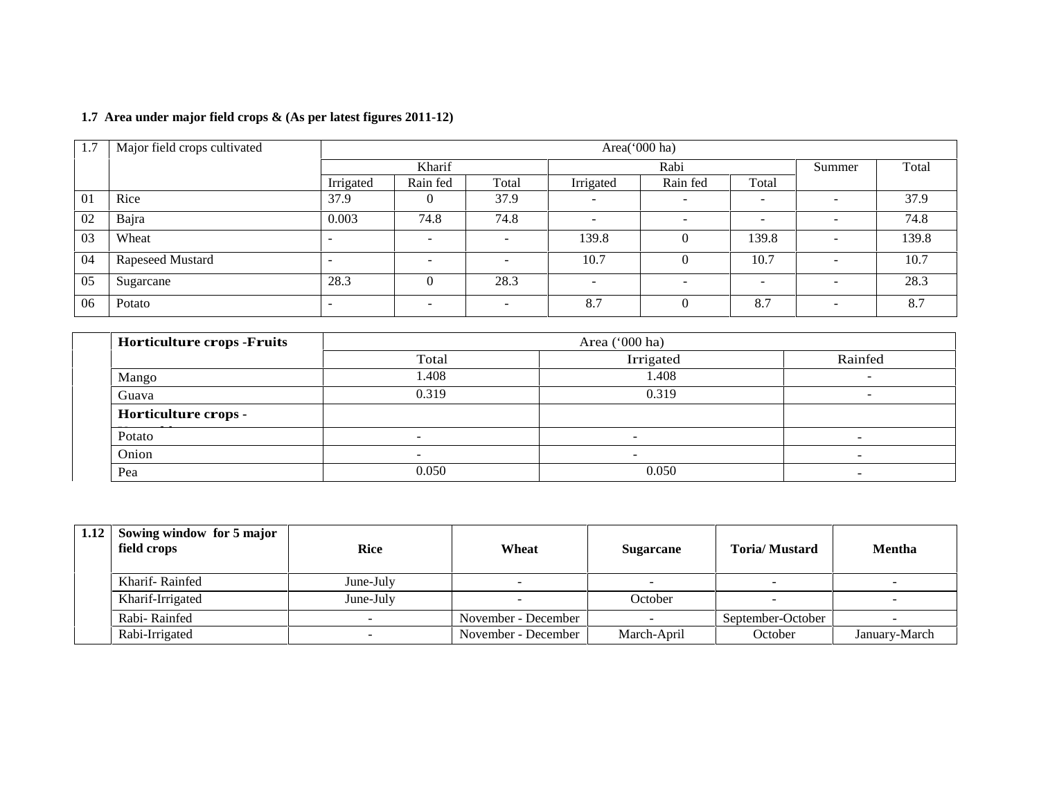**1.7 Area under major field crops & (As per latest figures 2011-12)**

| 1.7 | Major field crops cultivated | Area('000 ha) | | | | | | | |
|---|---|---|---|---|---|---|---|---|---|
| | | Kharif | | | Rabi | | | Summer | Total |
| | | Irrigated | Rain fed | Total | Irrigated | Rain fed | Total | | |
| 01 | Rice | 37.9 | 0 | 37.9 | - | - | - | - | 37.9 |
| 02 | Bajra | 0.003 | 74.8 | 74.8 | - | - | - | - | 74.8 |
| 03 | Wheat | - | - | - | 139.8 | 0 | 139.8 | - | 139.8 |
| 04 | Rapeseed Mustard | - | - | - | 10.7 | 0 | 10.7 | - | 10.7 |
| 05 | Sugarcane | 28.3 | 0 | 28.3 | - | - | - | - | 28.3 |
| 06 | Potato | - | - | - | 8.7 | 0 | 8.7 | - | 8.7 |

| | Horticulture crops -Fruits | Area ('000 ha) | | |
|---|---|---|---|---|
| | | Total | Irrigated | Rainfed |
| | Mango | 1.408 | 1.408 | - |
| | Guava | 0.319 | 0.319 | - |
| | **Horticulture crops - Vegetables** | | | |
| | Potato | - | - | - |
| | Onion | - | - | - |
| | Pea | 0.050 | 0.050 | - |

| 1.12 | Sowing window for 5 major field crops | Rice | Wheat | Sugarcane | Toria/ Mustard | Mentha |
|---|---|---|---|---|---|---|
| | Kharif- Rainfed | June-July | - | - | - | - |
| | Kharif-Irrigated | June-July | - | October | - | - |
| | Rabi- Rainfed | - | November - December | - | September-October | - |
| | Rabi-Irrigated | - | November - December | March-April | October | January-March |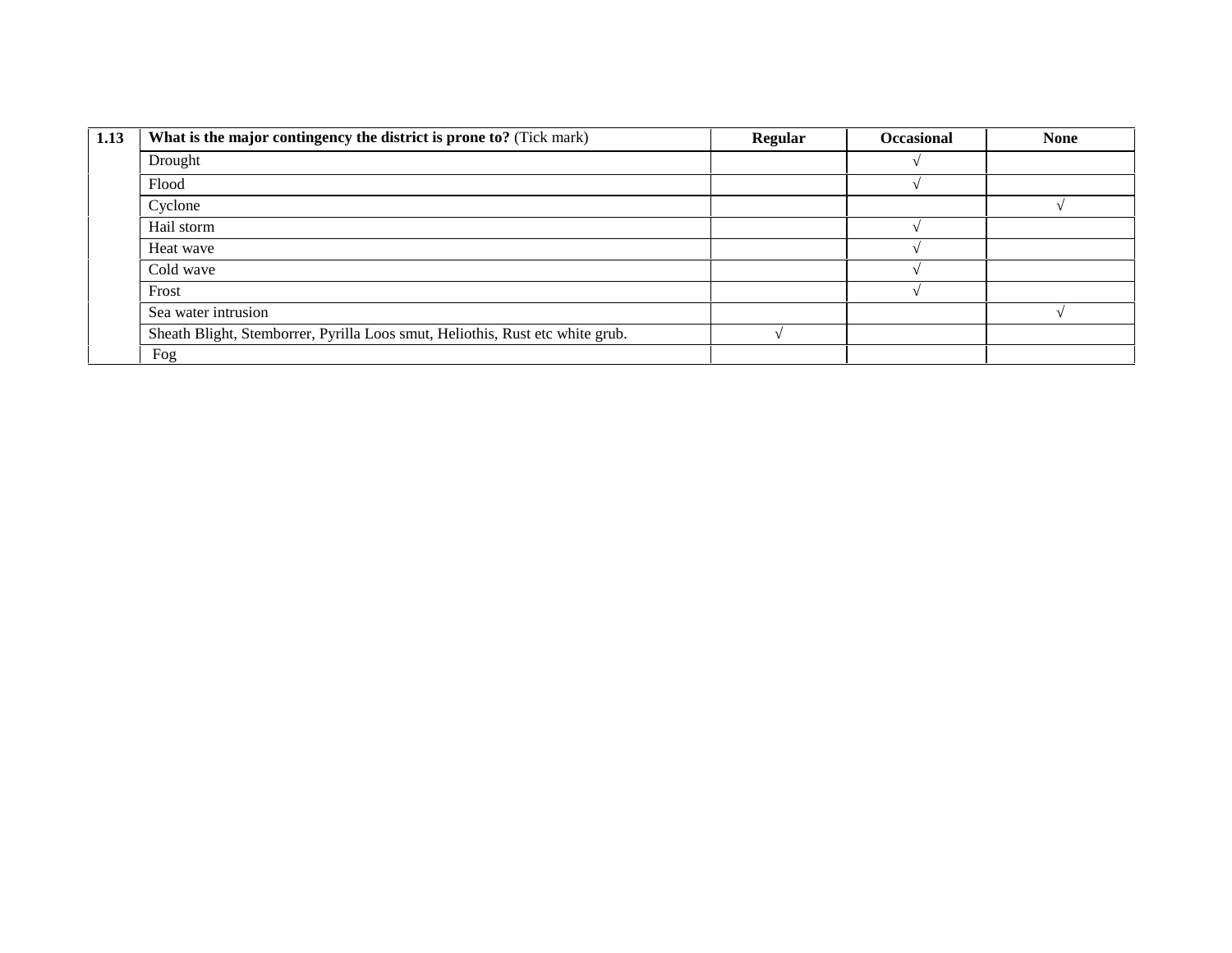| 1.13 | **What is the major contingency the district is prone to?** (Tick mark) | **Regular** | **Occasional** | **None** |
|---|---|---|---|---|
| | Drought | | √ | |
| | Flood | | √ | |
| | Cyclone | | | √ |
| | Hail storm | | √ | |
| | Heat wave | | √ | |
| | Cold wave | | √ | |
| | Frost | | √ | |
| | Sea water intrusion | | | √ |
| | Sheath Blight, Stemborrer, Pyrilla Loos smut, Heliothis, Rust etc white grub. | √ | | |
| | Fog | | | |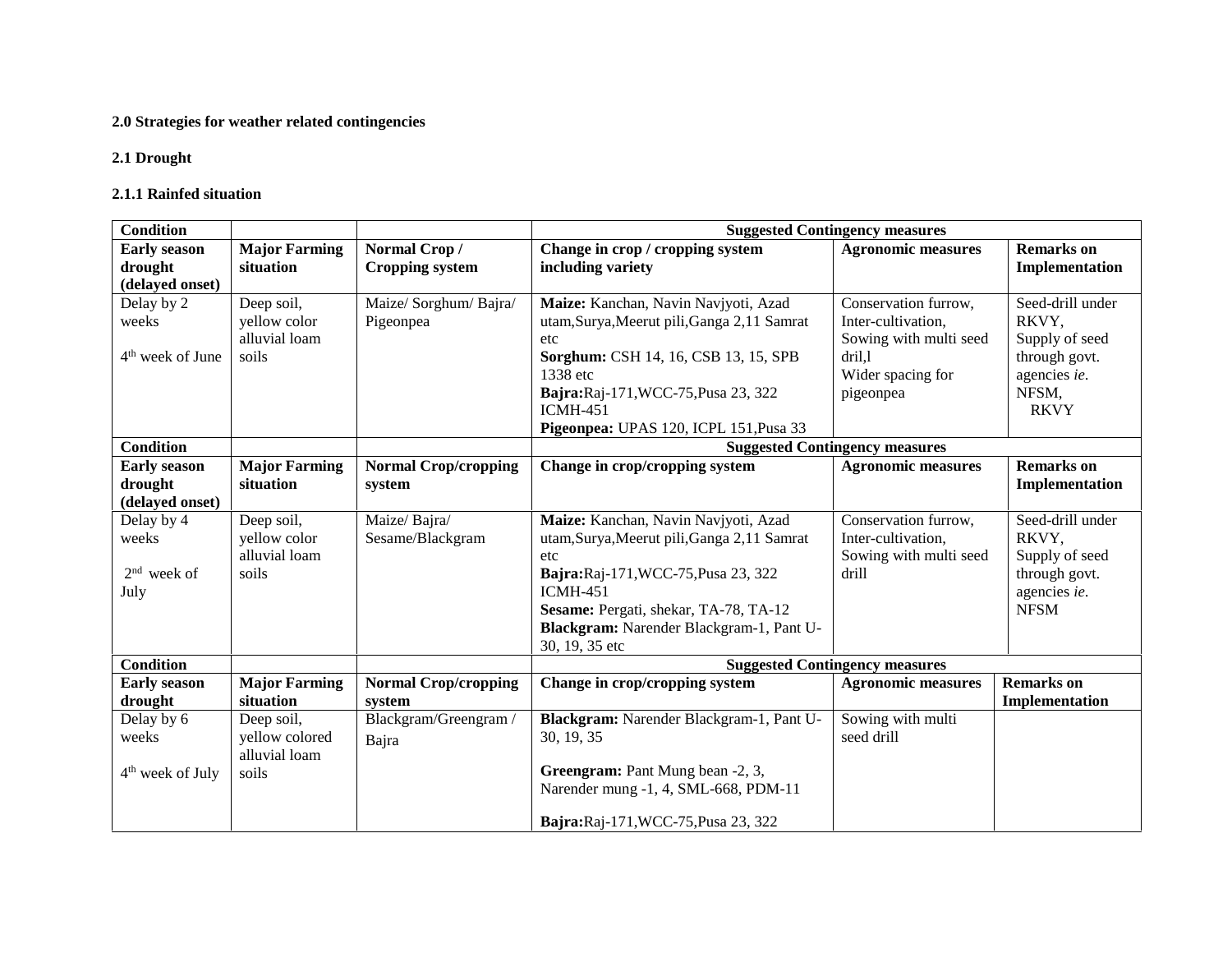**2.0 Strategies for weather related contingencies**

**2.1 Drought**

**2.1.1 Rainfed situation**

| **Condition** | | | **Suggested Contingency measures** | | |
|---|---|---|---|---|---|
| **Early season drought (delayed onset)** | **Major Farming situation** | **Normal Crop / Cropping system** | **Change in crop / cropping system including variety** | **Agronomic measures** | **Remarks on Implementation** |
| Delay by 2 weeks<br><br>4th week of June | Deep soil, yellow color alluvial loam soils | Maize/ Sorghum/ Bajra/ Pigeonpea | **Maize:** Kanchan, Navin Navjyoti, Azad utam,Surya,Meerut pili,Ganga 2,11 Samrat etc<br>**Sorghum:** CSH 14, 16, CSB 13, 15, SPB 1338 etc<br>**Bajra:**Raj-171,WCC-75,Pusa 23, 322 ICMH-451<br>**Pigeonpea:** UPAS 120, ICPL 151,Pusa 33 | Conservation furrow, Inter-cultivation, Sowing with multi seed dril,l<br>Wider spacing for pigeonpea | Seed-drill under RKVY,<br>Supply of seed through govt. agencies *ie.* NFSM,<br>RKVY |
| **Condition** | | | **Suggested Contingency measures** | | |
| **Early season drought (delayed onset)** | **Major Farming situation** | **Normal Crop/cropping system** | **Change in crop/cropping system** | **Agronomic measures** | **Remarks on Implementation** |
| Delay by 4 weeks<br><br>2nd week of July | Deep soil, yellow color alluvial loam soils | Maize/ Bajra/ Sesame/Blackgram | **Maize:** Kanchan, Navin Navjyoti, Azad utam,Surya,Meerut pili,Ganga 2,11 Samrat etc<br>**Bajra:**Raj-171,WCC-75,Pusa 23, 322 ICMH-451<br>**Sesame:** Pergati, shekar, TA-78, TA-12<br>**Blackgram:** Narender Blackgram-1, Pant U-30, 19, 35 etc | Conservation furrow, Inter-cultivation, Sowing with multi seed drill | Seed-drill under RKVY,<br>Supply of seed through govt. agencies *ie.* NFSM |
| **Condition** | | | **Suggested Contingency measures** | | |
| **Early season drought** | **Major Farming situation** | **Normal Crop/cropping system** | **Change in crop/cropping system** | **Agronomic measures** | **Remarks on Implementation** |
| Delay by 6 weeks<br><br>4th week of July | Deep soil, yellow colored alluvial loam soils | Blackgram/Greengram / Bajra | **Blackgram:** Narender Blackgram-1, Pant U-30, 19, 35<br><br>**Greengram:** Pant Mung bean -2, 3, Narender mung -1, 4, SML-668, PDM-11<br><br>**Bajra:**Raj-171,WCC-75,Pusa 23, 322 | Sowing with multi seed drill | |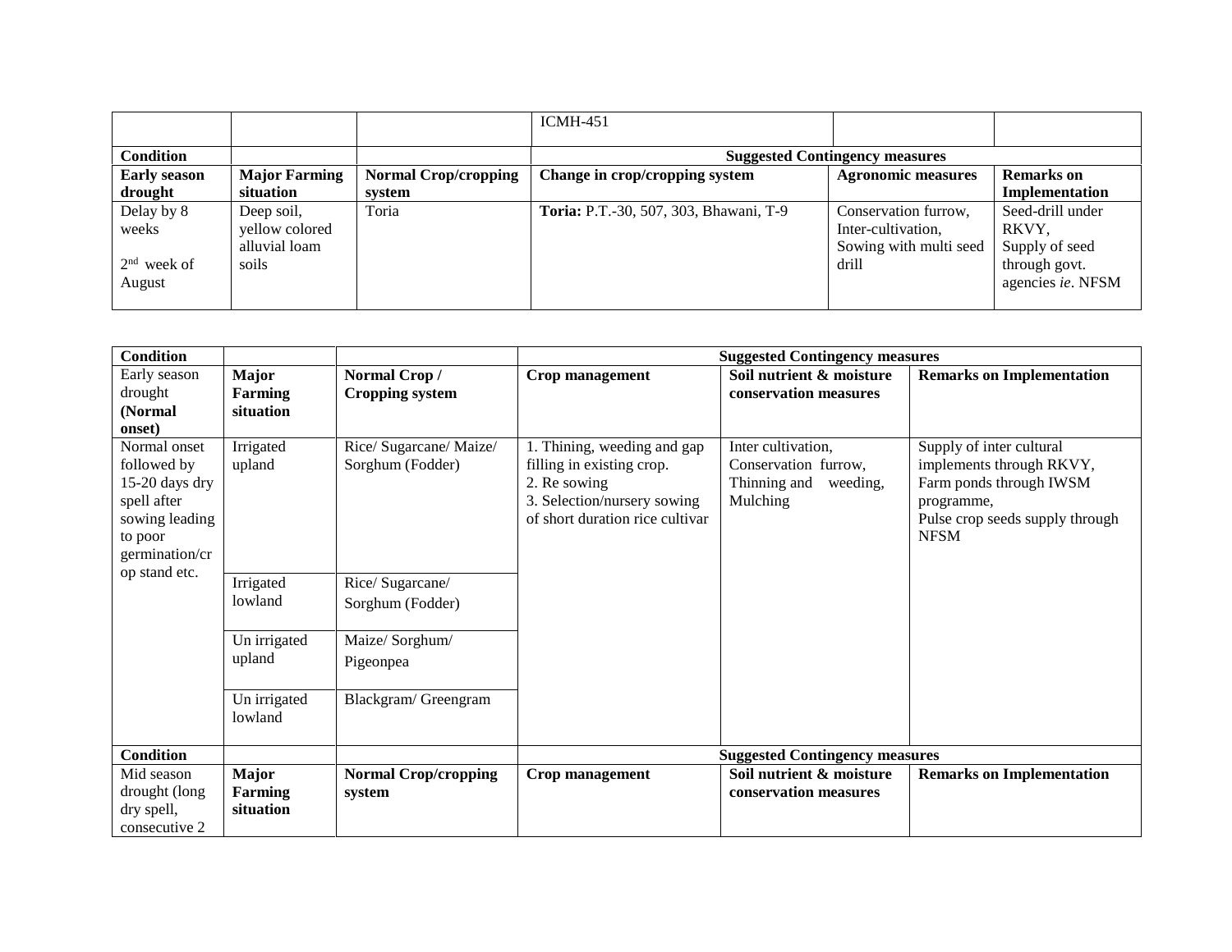| | | | ICMH-451 | | |
|---|---|---|---|---|---|
| **Condition** | | | **Suggested Contingency measures** | | |
| **Early season drought** | **Major Farming situation** | **Normal Crop/cropping system** | **Change in crop/cropping system** | **Agronomic measures** | **Remarks on Implementation** |
| Delay by 8 weeks<br><br>2nd week of August | Deep soil, yellow colored alluvial loam soils | Toria | **Toria:** P.T.-30, 507, 303, Bhawani, T-9 | Conservation furrow, Inter-cultivation, Sowing with multi seed drill | Seed-drill under RKVY, Supply of seed through govt. agencies *ie*. NFSM |

| **Condition** | | | **Suggested Contingency measures** | | |
|---|---|---|---|---|---|
| Early season drought **(Normal onset)** | **Major Farming situation** | **Normal Crop / Cropping system** | **Crop management** | **Soil nutrient & moisture conservation measures** | **Remarks on Implementation** |
| Normal onset followed by 15-20 days dry spell after sowing leading to poor germination/crop stand etc. | Irrigated upland | Rice/ Sugarcane/ Maize/ Sorghum (Fodder) | 1. Thining, weeding and gap filling in existing crop.<br>2. Re sowing<br>3. Selection/nursery sowing of short duration rice cultivar | Inter cultivation, Conservation furrow, Thinning and weeding, Mulching | Supply of inter cultural implements through RKVY, Farm ponds through IWSM programme, Pulse crop seeds supply through NFSM |
| | Irrigated lowland | Rice/ Sugarcane/ Sorghum (Fodder) | | | |
| | Un irrigated upland | Maize/ Sorghum/ Pigeonpea | | | |
| | Un irrigated lowland | Blackgram/ Greengram | | | |
| **Condition** | | | **Suggested Contingency measures** | | |
| Mid season drought (long dry spell, consecutive 2 | **Major Farming situation** | **Normal Crop/cropping system** | **Crop management** | **Soil nutrient & moisture conservation measures** | **Remarks on Implementation** |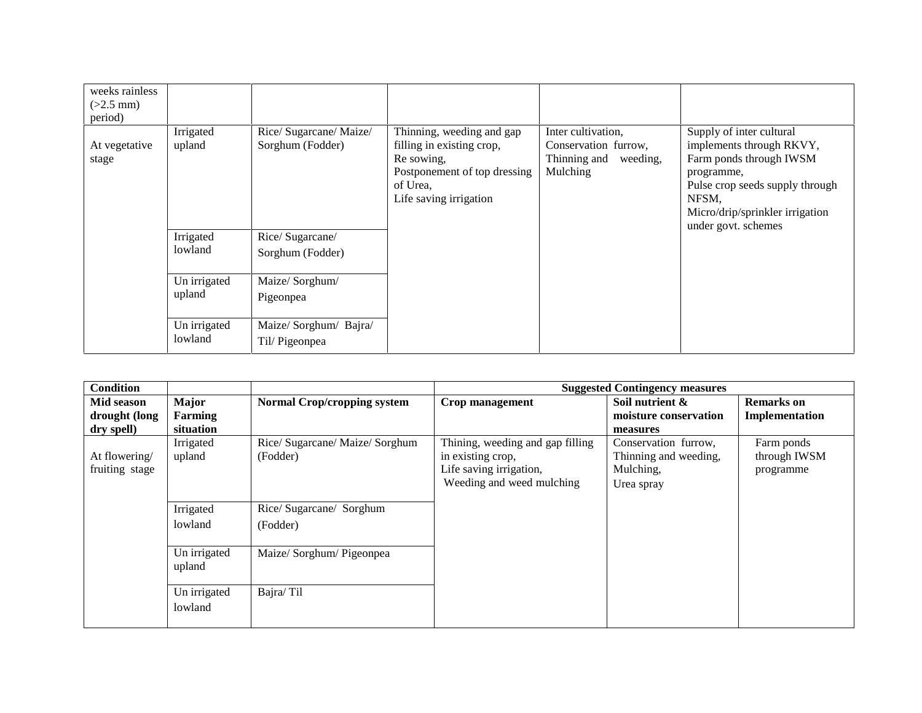| weeks rainless (>2.5 mm) period) | | | | | |
|---|---|---|---|---|---|
| At vegetative stage | Irrigated upland | Rice/ Sugarcane/ Maize/ Sorghum (Fodder) | Thinning, weeding and gap filling in existing crop, Re sowing, Postponement of top dressing of Urea, Life saving irrigation | Inter cultivation, Conservation furrow, Thinning and weeding, Mulching | Supply of inter cultural implements through RKVY, Farm ponds through IWSM programme, Pulse crop seeds supply through NFSM, Micro/drip/sprinkler irrigation under govt. schemes |
| | Irrigated lowland | Rice/ Sugarcane/ Sorghum (Fodder) | | | |
| | Un irrigated upland | Maize/ Sorghum/ Pigeonpea | | | |
| | Un irrigated lowland | Maize/ Sorghum/ Bajra/ Til/ Pigeonpea | | | |

| **Condition** | | | **Suggested Contingency measures** | | |
|---|---|---|---|---|---|
| **Mid season drought (long dry spell)** | **Major Farming situation** | **Normal Crop/cropping system** | **Crop management** | **Soil nutrient & moisture conservation measures** | **Remarks on Implementation** |
| At flowering/ fruiting stage | Irrigated upland | Rice/ Sugarcane/ Maize/ Sorghum (Fodder) | Thining, weeding and gap filling in existing crop, Life saving irrigation, Weeding and weed mulching | Conservation furrow, Thinning and weeding, Mulching, Urea spray | Farm ponds through IWSM programme |
| | Irrigated lowland | Rice/ Sugarcane/ Sorghum (Fodder) | | | |
| | Un irrigated upland | Maize/ Sorghum/ Pigeonpea | | | |
| | Un irrigated lowland | Bajra/ Til | | | |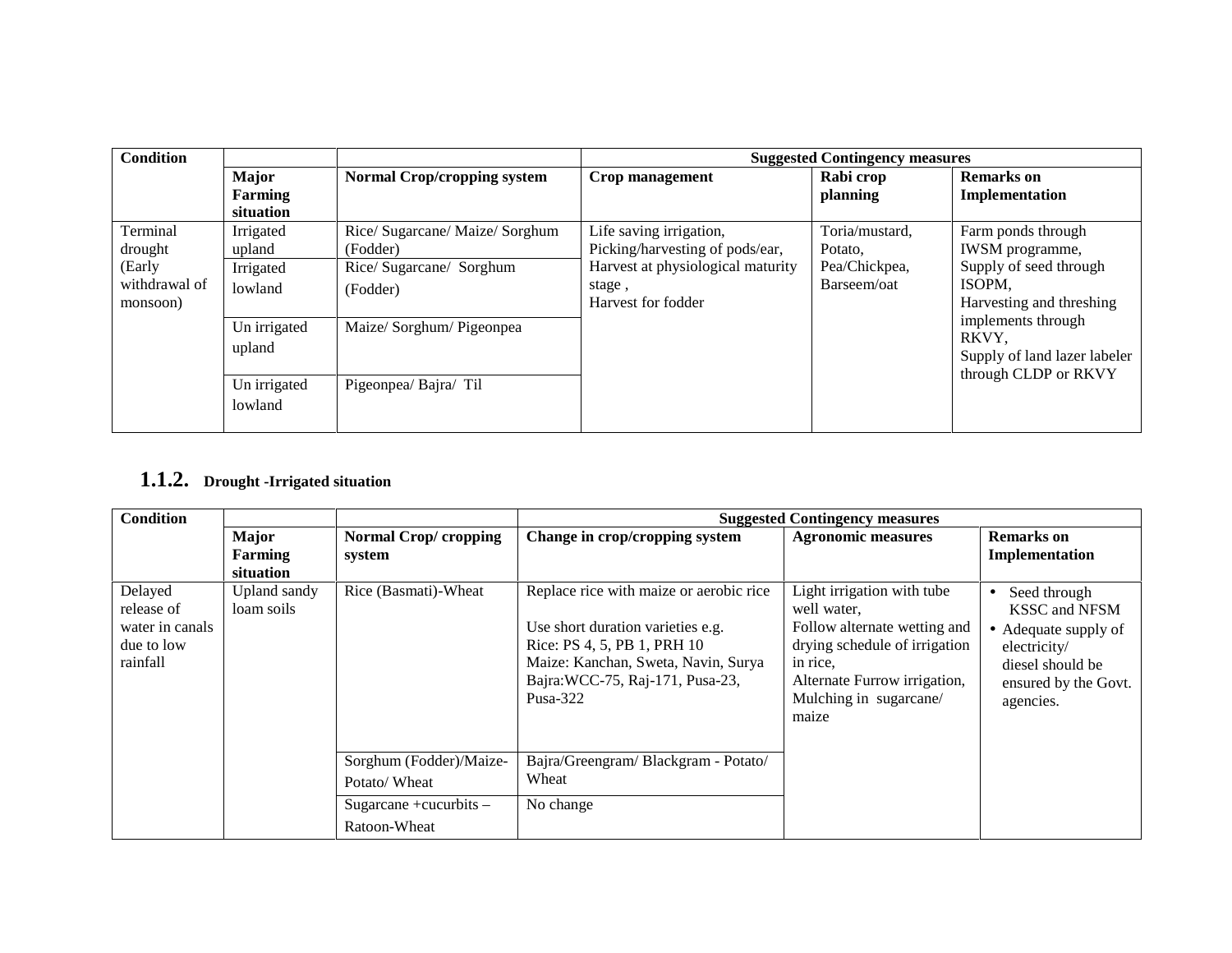| Condition | | | Suggested Contingency measures | | |
|---|---|---|---|---|---|
| | Major Farming situation | Normal Crop/cropping system | Crop management | Rabi crop planning | Remarks on Implementation |
| Terminal drought (Early withdrawal of monsoon) | Irrigated upland | Rice/ Sugarcane/ Maize/ Sorghum (Fodder) | Life saving irrigation, Picking/harvesting of pods/ear, Harvest at physiological maturity stage , Harvest for fodder | Toria/mustard, Potato, Pea/Chickpea, Barseem/oat | Farm ponds through IWSM programme, Supply of seed through ISOPM, Harvesting and threshing implements through RKVY, Supply of land lazer labeler through CLDP or RKVY |
| | Irrigated lowland | Rice/ Sugarcane/ Sorghum (Fodder) | | | |
| | Un irrigated upland | Maize/ Sorghum/ Pigeonpea | | | |
| | Un irrigated lowland | Pigeonpea/ Bajra/ Til | | | |

## 1.1.2. Drought -Irrigated situation

| Condition | | | Suggested Contingency measures | | |
|---|---|---|---|---|---|
| | Major Farming situation | Normal Crop/ cropping system | Change in crop/cropping system | Agronomic measures | Remarks on Implementation |
| Delayed release of water in canals due to low rainfall | Upland sandy loam soils | Rice (Basmati)-Wheat | Replace rice with maize or aerobic rice<br><br>Use short duration varieties e.g.<br>Rice: PS 4, 5, PB 1, PRH 10<br>Maize: Kanchan, Sweta, Navin, Surya<br>Bajra:WCC-75, Raj-171, Pusa-23, Pusa-322 | Light irrigation with tube well water, Follow alternate wetting and drying schedule of irrigation in rice, Alternate Furrow irrigation, Mulching in sugarcane/ maize | • Seed through KSSC and NFSM<br>• Adequate supply of electricity/ diesel should be ensured by the Govt. agencies. |
| | | Sorghum (Fodder)/Maize-Potato/ Wheat | Bajra/Greengram/ Blackgram - Potato/ Wheat | | |
| | | Sugarcane +cucurbits – Ratoon-Wheat | No change | | |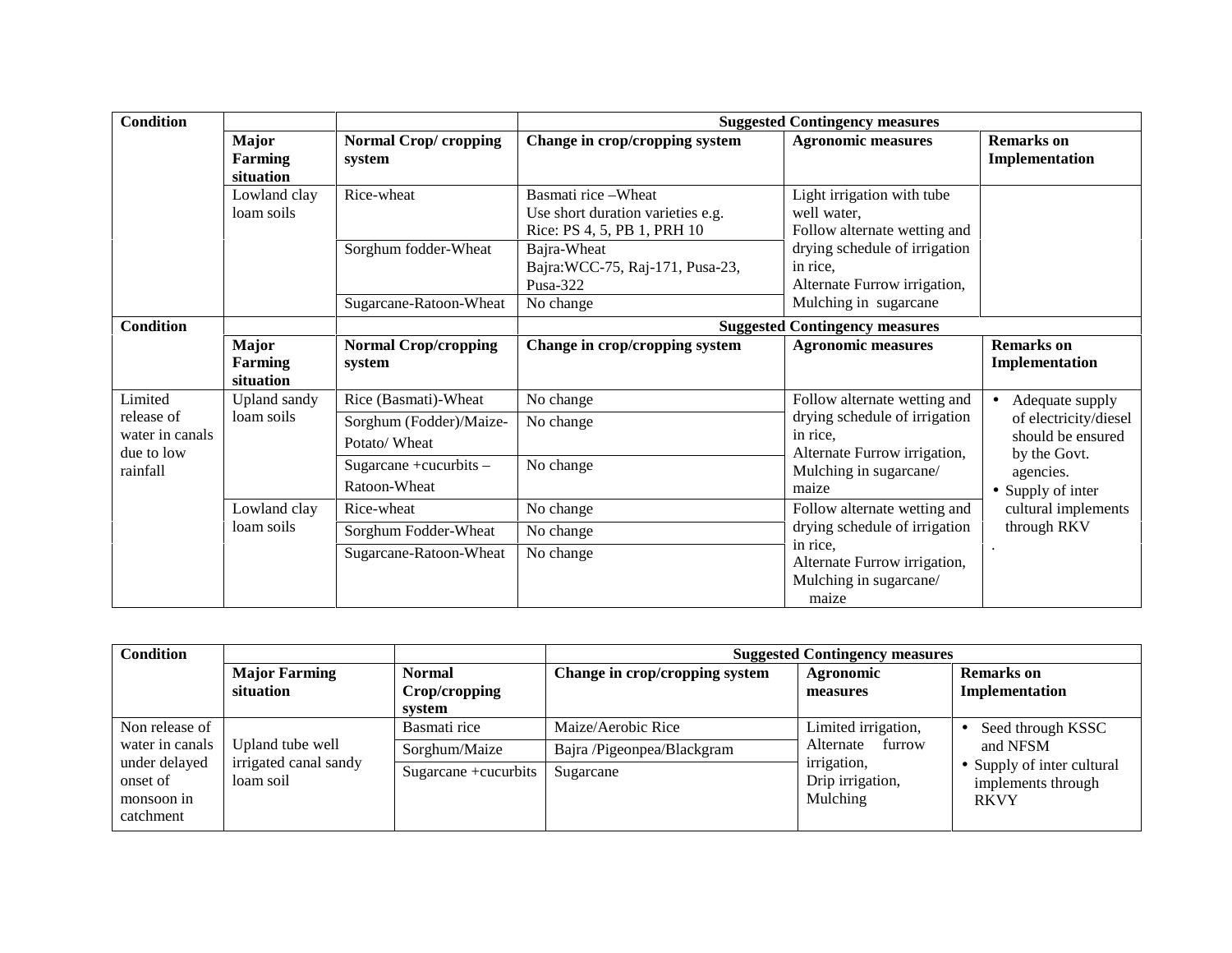| Condition | | | Suggested Contingency measures | | |
|---|---|---|---|---|---|
| | Major Farming situation | Normal Crop/ cropping system | Change in crop/cropping system | Agronomic measures | Remarks on Implementation |
| | Lowland clay loam soils | Rice-wheat | Basmati rice –Wheat<br>Use short duration varieties e.g. Rice: PS 4, 5, PB 1, PRH 10 | Light irrigation with tube well water,<br>Follow alternate wetting and drying schedule of irrigation in rice,<br>Alternate Furrow irrigation,<br>Mulching in sugarcane | |
| | | Sorghum fodder-Wheat | Bajra-Wheat<br>Bajra:WCC-75, Raj-171, Pusa-23, Pusa-322 | | |
| | | Sugarcane-Ratoon-Wheat | No change | | |

| Condition | | | Suggested Contingency measures | | |
|---|---|---|---|---|---|
| | Major Farming situation | Normal Crop/cropping system | Change in crop/cropping system | Agronomic measures | Remarks on Implementation |
| Limited release of water in canals due to low rainfall | Upland sandy loam soils | Rice (Basmati)-Wheat | No change | Follow alternate wetting and drying schedule of irrigation in rice,<br>Alternate Furrow irrigation,<br>Mulching in sugarcane/ maize | • Adequate supply of electricity/diesel should be ensured by the Govt. agencies.<br>• Supply of inter cultural implements through RKV<br>. |
| | | Sorghum (Fodder)/Maize-Potato/ Wheat | No change | | |
| | | Sugarcane +cucurbits –Ratoon-Wheat | No change | | |
| | Lowland clay loam soils | Rice-wheat | No change | Follow alternate wetting and drying schedule of irrigation in rice,<br>Alternate Furrow irrigation,<br>Mulching in sugarcane/ maize | |
| | | Sorghum Fodder-Wheat | No change | | |
| | | Sugarcane-Ratoon-Wheat | No change | | |

| Condition | | | Suggested Contingency measures | | |
|---|---|---|---|---|---|
| | Major Farming situation | Normal Crop/cropping system | Change in crop/cropping system | Agronomic measures | Remarks on Implementation |
| Non release of water in canals under delayed onset of monsoon in catchment | Upland tube well irrigated canal sandy loam soil | Basmati rice | Maize/Aerobic Rice | Limited irrigation,<br>Alternate furrow irrigation,<br>Drip irrigation,<br>Mulching | • Seed through KSSC and NFSM<br>• Supply of inter cultural implements through RKVY |
| | | Sorghum/Maize | Bajra /Pigeonpea/Blackgram | | |
| | | Sugarcane +cucurbits | Sugarcane | | |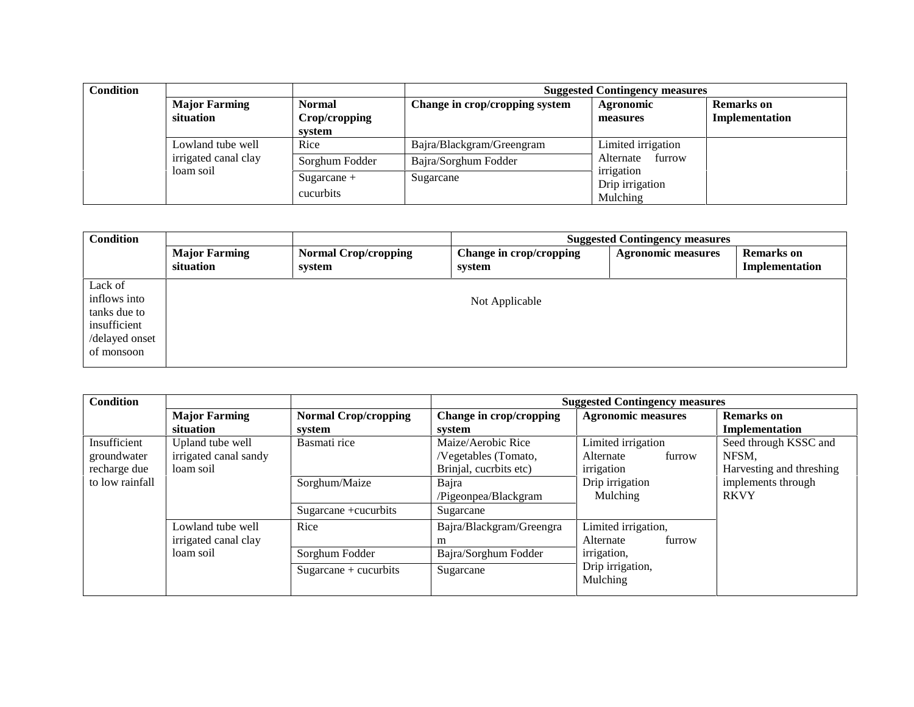| Condition | | | Suggested Contingency measures | | |
|---|---|---|---|---|---|
| | Major Farming situation | Normal Crop/cropping system | Change in crop/cropping system | Agronomic measures | Remarks on Implementation |
| | Lowland tube well irrigated canal clay loam soil | Rice | Bajra/Blackgram/Greengram | Limited irrigation Alternate furrow irrigation Drip irrigation Mulching | |
| | | Sorghum Fodder | Bajra/Sorghum Fodder | | |
| | | Sugarcane + cucurbits | Sugarcane | | |

| Condition | | | Suggested Contingency measures | | |
|---|---|---|---|---|---|
| | Major Farming situation | Normal Crop/cropping system | Change in crop/cropping system | Agronomic measures | Remarks on Implementation |
| Lack of inflows into tanks due to insufficient /delayed onset of monsoon | Not Applicable | | | | |

| Condition | | | Suggested Contingency measures | | |
|---|---|---|---|---|---|
| | Major Farming situation | Normal Crop/cropping system | Change in crop/cropping system | Agronomic measures | Remarks on Implementation |
| Insufficient groundwater recharge due to low rainfall | Upland tube well irrigated canal sandy loam soil | Basmati rice | Maize/Aerobic Rice /Vegetables (Tomato, Brinjal, cucrbits etc) | Limited irrigation Alternate furrow irrigation Drip irrigation Mulching | Seed through KSSC and NFSM, Harvesting and threshing implements through RKVY |
| | | Sorghum/Maize | Bajra /Pigeonpea/Blackgram | | |
| | | Sugarcane +cucurbits | Sugarcane | | |
| | Lowland tube well irrigated canal clay loam soil | Rice | Bajra/Blackgram/Greengram | Limited irrigation, Alternate furrow irrigation, Drip irrigation, Mulching | |
| | | Sorghum Fodder | Bajra/Sorghum Fodder | | |
| | | Sugarcane + cucurbits | Sugarcane | | |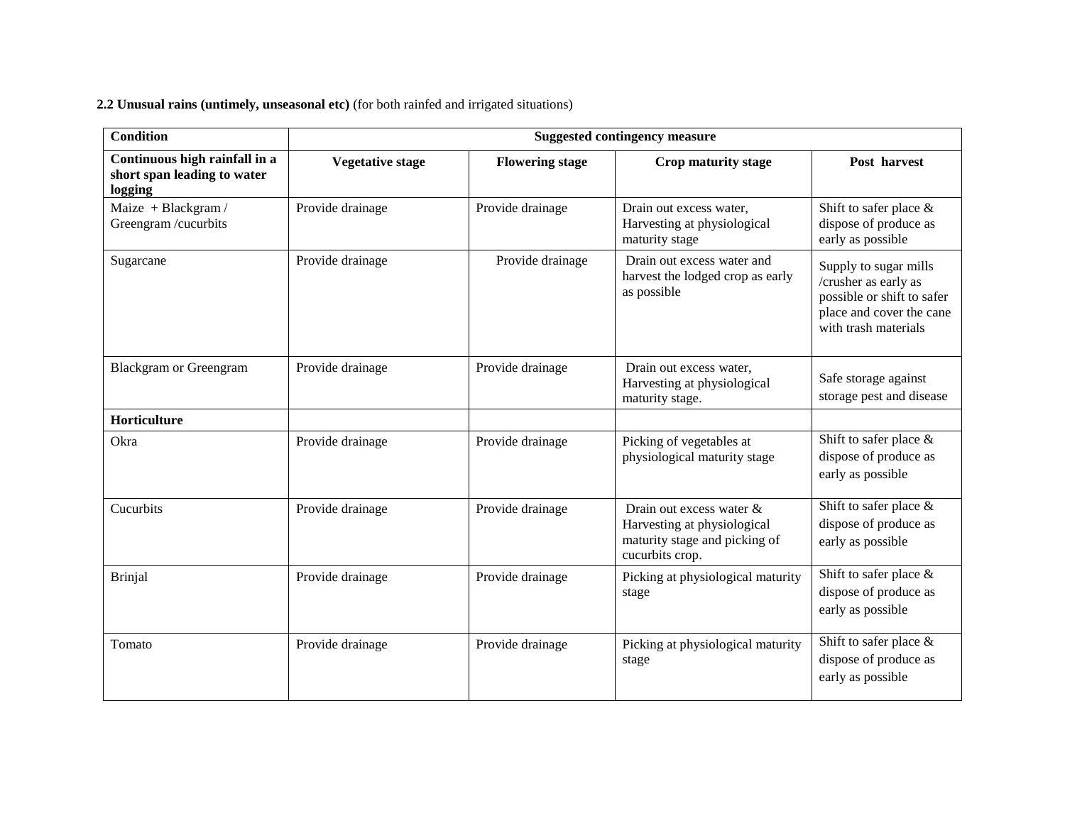**2.2 Unusual rains (untimely, unseasonal etc)** (for both rainfed and irrigated situations)

| **Condition** | **Suggested contingency measure** | | | |
|---|---|---|---|---|
| **Continuous high rainfall in a short span leading to water logging** | **Vegetative stage** | **Flowering stage** | **Crop maturity stage** | **Post harvest** |
| Maize + Blackgram / Greengram /cucurbits | Provide drainage | Provide drainage | Drain out excess water, Harvesting at physiological maturity stage | Shift to safer place & dispose of produce as early as possible |
| Sugarcane | Provide drainage | Provide drainage | Drain out excess water and harvest the lodged crop as early as possible | Supply to sugar mills /crusher as early as possible or shift to safer place and cover the cane with trash materials |
| Blackgram or Greengram | Provide drainage | Provide drainage | Drain out excess water, Harvesting at physiological maturity stage. | Safe storage against storage pest and disease |
| **Horticulture** | | | | |
| Okra | Provide drainage | Provide drainage | Picking of vegetables at physiological maturity stage | Shift to safer place & dispose of produce as early as possible |
| Cucurbits | Provide drainage | Provide drainage | Drain out excess water & Harvesting at physiological maturity stage and picking of cucurbits crop. | Shift to safer place & dispose of produce as early as possible |
| Brinjal | Provide drainage | Provide drainage | Picking at physiological maturity stage | Shift to safer place & dispose of produce as early as possible |
| Tomato | Provide drainage | Provide drainage | Picking at physiological maturity stage | Shift to safer place & dispose of produce as early as possible |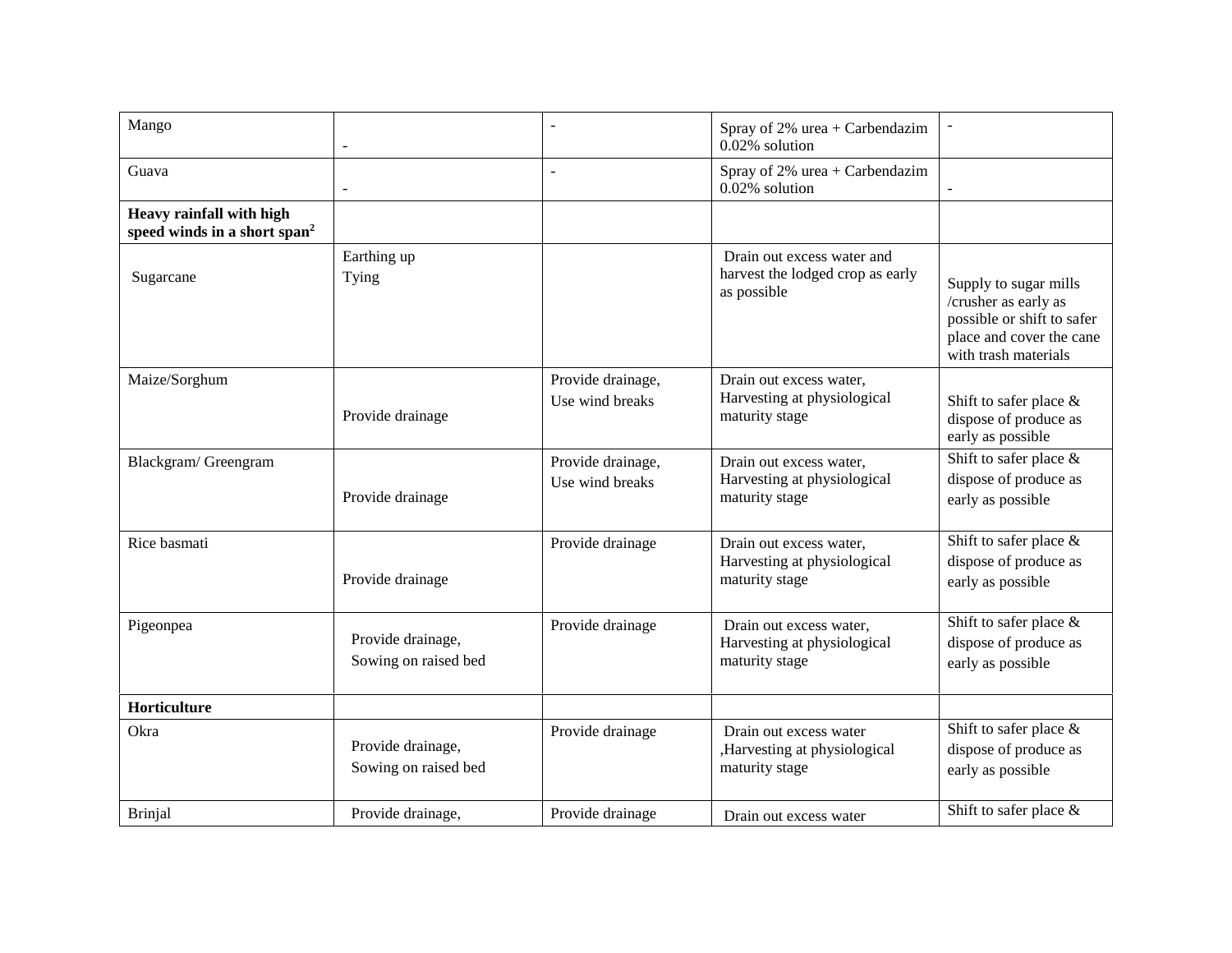| | | | | |
|---|---|---|---|---|
| Mango | - | - | Spray of 2% urea + Carbendazim 0.02% solution | - |
| Guava | - | - | Spray of 2% urea + Carbendazim 0.02% solution | - |
| **Heavy rainfall with high speed winds in a short span[2]** | | | | |
| Sugarcane | Earthing up<br>Tying | | Drain out excess water and harvest the lodged crop as early as possible | Supply to sugar mills /crusher as early as possible or shift to safer place and cover the cane with trash materials |
| Maize/Sorghum | Provide drainage | Provide drainage,<br>Use wind breaks | Drain out excess water, Harvesting at physiological maturity stage | Shift to safer place & dispose of produce as early as possible |
| Blackgram/ Greengram | Provide drainage | Provide drainage,<br>Use wind breaks | Drain out excess water, Harvesting at physiological maturity stage | Shift to safer place & dispose of produce as early as possible |
| Rice basmati | Provide drainage | Provide drainage | Drain out excess water, Harvesting at physiological maturity stage | Shift to safer place & dispose of produce as early as possible |
| Pigeonpea | Provide drainage,<br>Sowing on raised bed | Provide drainage | Drain out excess water, Harvesting at physiological maturity stage | Shift to safer place & dispose of produce as early as possible |
| **Horticulture** | | | | |
| Okra | Provide drainage,<br>Sowing on raised bed | Provide drainage | Drain out excess water ,Harvesting at physiological maturity stage | Shift to safer place & dispose of produce as early as possible |
| Brinjal | Provide drainage, | Provide drainage | Drain out excess water | Shift to safer place & |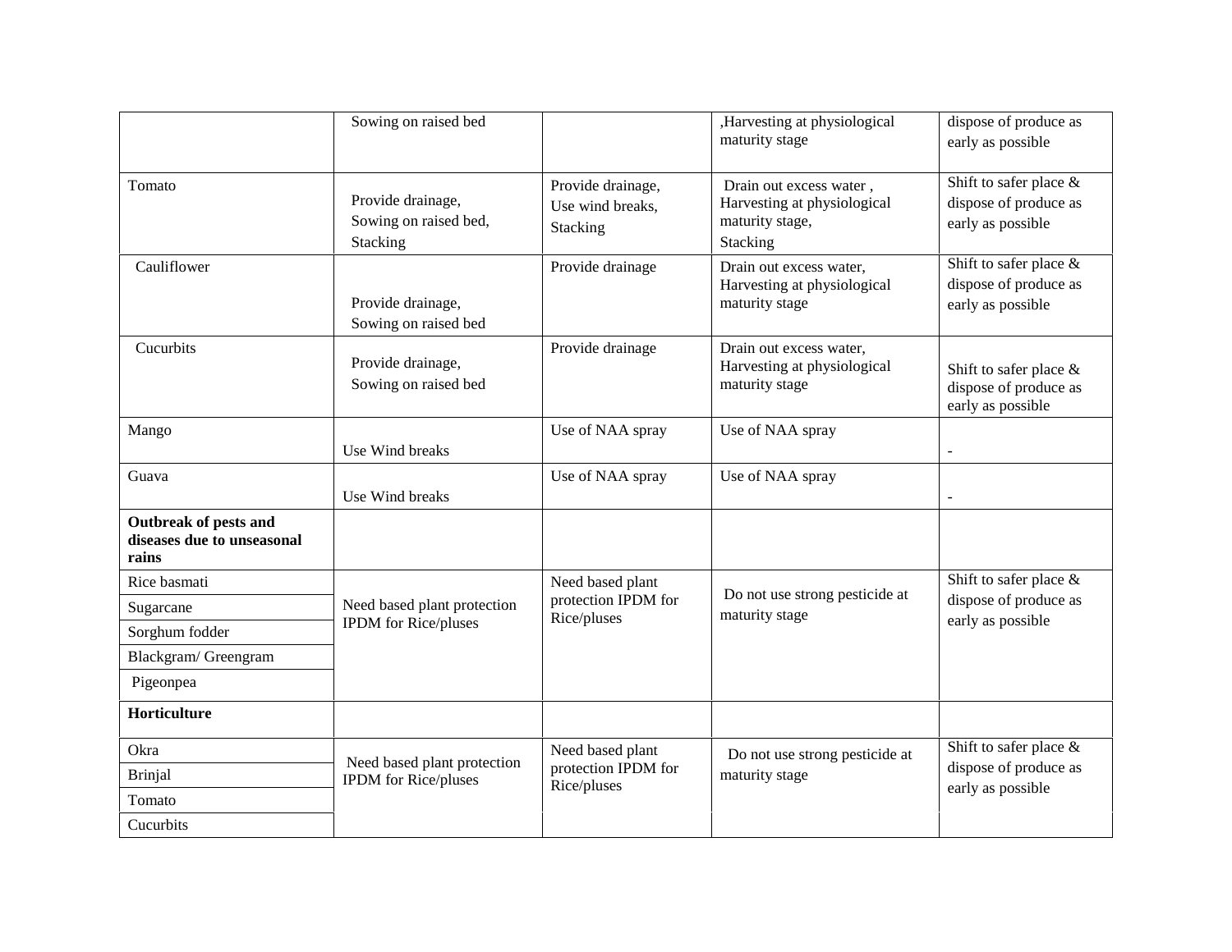| | | | | |
|---|---|---|---|---|
| | Sowing on raised bed | | ,Harvesting at physiological maturity stage | dispose of produce as early as possible |
| Tomato | Provide drainage, Sowing on raised bed, Stacking | Provide drainage, Use wind breaks, Stacking | Drain out excess water , Harvesting at physiological maturity stage, Stacking | Shift to safer place & dispose of produce as early as possible |
| Cauliflower | Provide drainage, Sowing on raised bed | Provide drainage | Drain out excess water, Harvesting at physiological maturity stage | Shift to safer place & dispose of produce as early as possible |
| Cucurbits | Provide drainage, Sowing on raised bed | Provide drainage | Drain out excess water, Harvesting at physiological maturity stage | Shift to safer place & dispose of produce as early as possible |
| Mango | Use Wind breaks | Use of NAA spray | Use of NAA spray | - |
| Guava | Use Wind breaks | Use of NAA spray | Use of NAA spray | - |
| **Outbreak of pests and diseases due to unseasonal rains** | | | | |
| Rice basmati | Need based plant protection IPDM for Rice/pluses | Need based plant protection IPDM for Rice/pluses | Do not use strong pesticide at maturity stage | Shift to safer place & dispose of produce as early as possible |
| Sugarcane | | | | |
| Sorghum fodder | | | | |
| Blackgram/ Greengram | | | | |
| Pigeonpea | | | | |
| **Horticulture** | | | | |
| Okra | Need based plant protection IPDM for Rice/pluses | Need based plant protection IPDM for Rice/pluses | Do not use strong pesticide at maturity stage | Shift to safer place & dispose of produce as early as possible |
| Brinjal | | | | |
| Tomato | | | | |
| Cucurbits | | | | |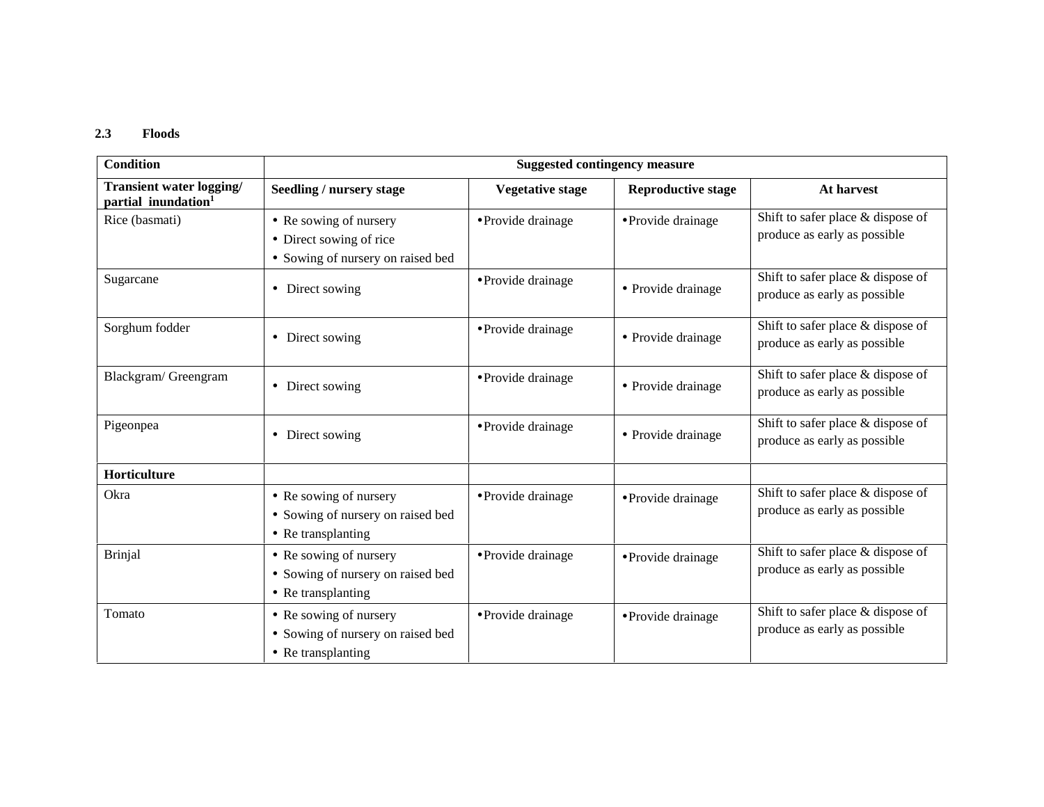### 2.3 Floods

| Condition | Suggested contingency measure | | | |
|---|---|---|---|---|
| **Transient water logging/ partial inundation[1]** | **Seedling / nursery stage** | **Vegetative stage** | **Reproductive stage** | **At harvest** |
| Rice (basmati) | • Re sowing of nursery<br>• Direct sowing of rice<br>• Sowing of nursery on raised bed | • Provide drainage | • Provide drainage | Shift to safer place & dispose of produce as early as possible |
| Sugarcane | • Direct sowing | • Provide drainage | • Provide drainage | Shift to safer place & dispose of produce as early as possible |
| Sorghum fodder | • Direct sowing | • Provide drainage | • Provide drainage | Shift to safer place & dispose of produce as early as possible |
| Blackgram/ Greengram | • Direct sowing | • Provide drainage | • Provide drainage | Shift to safer place & dispose of produce as early as possible |
| Pigeonpea | • Direct sowing | • Provide drainage | • Provide drainage | Shift to safer place & dispose of produce as early as possible |
| **Horticulture** | | | | |
| Okra | • Re sowing of nursery<br>• Sowing of nursery on raised bed<br>• Re transplanting | • Provide drainage | • Provide drainage | Shift to safer place & dispose of produce as early as possible |
| Brinjal | • Re sowing of nursery<br>• Sowing of nursery on raised bed<br>• Re transplanting | • Provide drainage | • Provide drainage | Shift to safer place & dispose of produce as early as possible |
| Tomato | • Re sowing of nursery<br>• Sowing of nursery on raised bed<br>• Re transplanting | • Provide drainage | • Provide drainage | Shift to safer place & dispose of produce as early as possible |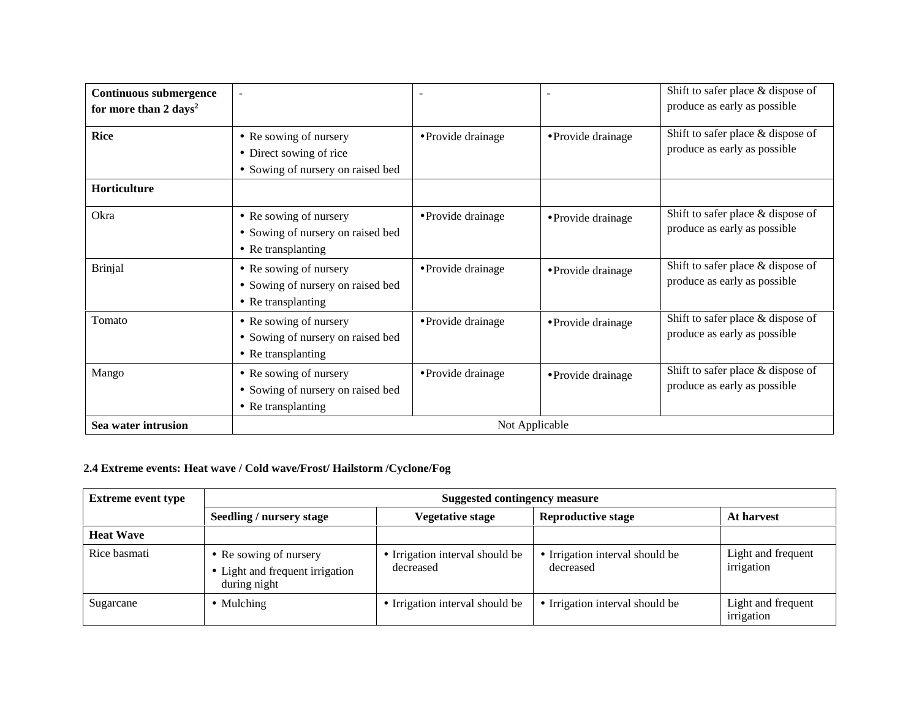| Continuous submergence for more than 2 days[2] | - | - | - | Shift to safer place & dispose of produce as early as possible |
|---|---|---|---|---|
| **Rice** | • Re sowing of nursery<br>• Direct sowing of rice<br>• Sowing of nursery on raised bed | • Provide drainage | • Provide drainage | Shift to safer place & dispose of produce as early as possible |
| **Horticulture** | | | | |
| Okra | • Re sowing of nursery<br>• Sowing of nursery on raised bed<br>• Re transplanting | • Provide drainage | • Provide drainage | Shift to safer place & dispose of produce as early as possible |
| Brinjal | • Re sowing of nursery<br>• Sowing of nursery on raised bed<br>• Re transplanting | • Provide drainage | • Provide drainage | Shift to safer place & dispose of produce as early as possible |
| Tomato | • Re sowing of nursery<br>• Sowing of nursery on raised bed<br>• Re transplanting | • Provide drainage | • Provide drainage | Shift to safer place & dispose of produce as early as possible |
| Mango | • Re sowing of nursery<br>• Sowing of nursery on raised bed<br>• Re transplanting | • Provide drainage | • Provide drainage | Shift to safer place & dispose of produce as early as possible |
| **Sea water intrusion** | Not Applicable | | | |

**2.4 Extreme events: Heat wave / Cold wave/Frost/ Hailstorm /Cyclone/Fog**

| Extreme event type | Suggested contingency measure | | | |
|---|---|---|---|---|
| | **Seedling / nursery stage** | **Vegetative stage** | **Reproductive stage** | **At harvest** |
| **Heat Wave** | | | | |
| Rice basmati | • Re sowing of nursery<br>• Light and frequent irrigation during night | • Irrigation interval should be decreased | • Irrigation interval should be decreased | Light and frequent irrigation |
| Sugarcane | • Mulching | • Irrigation interval should be | • Irrigation interval should be | Light and frequent irrigation |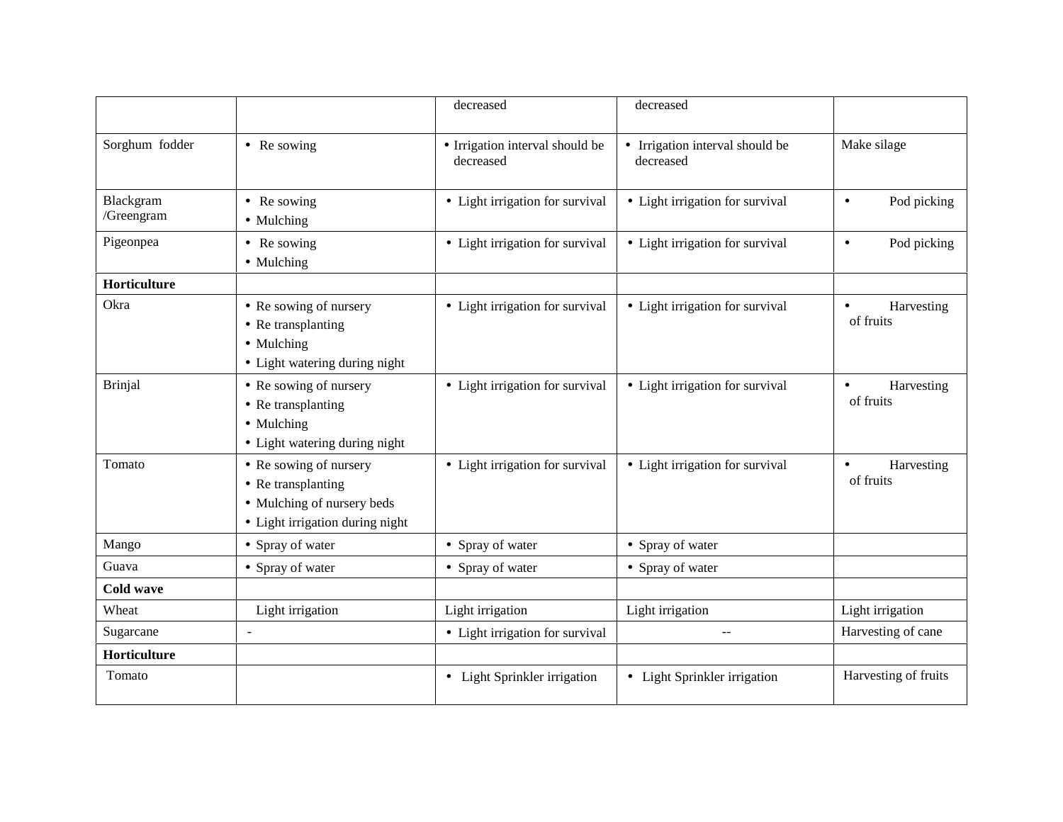|  |  | decreased | decreased |  |
|---|---|---|---|---|
| Sorghum fodder | • Re sowing | • Irrigation interval should be decreased | • Irrigation interval should be decreased | Make silage |
| Blackgram /Greengram | • Re sowing<br>• Mulching | • Light irrigation for survival | • Light irrigation for survival | • Pod picking |
| Pigeonpea | • Re sowing<br>• Mulching | • Light irrigation for survival | • Light irrigation for survival | • Pod picking |
| **Horticulture** |  |  |  |  |
| Okra | • Re sowing of nursery<br>• Re transplanting<br>• Mulching<br>• Light watering during night | • Light irrigation for survival | • Light irrigation for survival | • Harvesting of fruits |
| Brinjal | • Re sowing of nursery<br>• Re transplanting<br>• Mulching<br>• Light watering during night | • Light irrigation for survival | • Light irrigation for survival | • Harvesting of fruits |
| Tomato | • Re sowing of nursery<br>• Re transplanting<br>• Mulching of nursery beds<br>• Light irrigation during night | • Light irrigation for survival | • Light irrigation for survival | • Harvesting of fruits |
| Mango | • Spray of water | • Spray of water | • Spray of water |  |
| Guava | • Spray of water | • Spray of water | • Spray of water |  |
| **Cold wave** |  |  |  |  |
| Wheat | Light irrigation | Light irrigation | Light irrigation | Light irrigation |
| Sugarcane | - | • Light irrigation for survival | -- | Harvesting of cane |
| **Horticulture** |  |  |  |  |
| Tomato |  | • Light Sprinkler irrigation | • Light Sprinkler irrigation | Harvesting of fruits |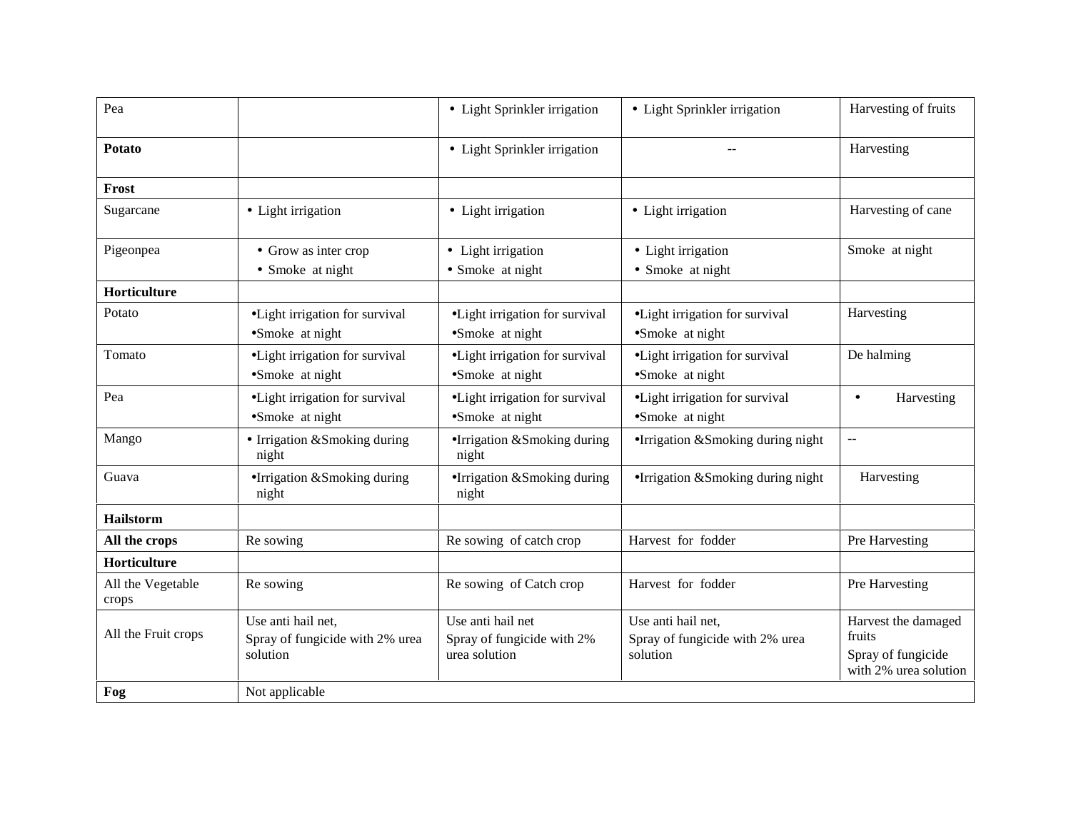| Pea | | • Light Sprinkler irrigation | • Light Sprinkler irrigation | Harvesting of fruits |
|---|---|---|---|---|
| **Potato** | | • Light Sprinkler irrigation | -- | Harvesting |
| **Frost** | | | | |
| Sugarcane | • Light irrigation | • Light irrigation | • Light irrigation | Harvesting of cane |
| Pigeonpea | • Grow as inter crop<br>• Smoke at night | • Light irrigation<br>• Smoke at night | • Light irrigation<br>• Smoke at night | Smoke at night |
| **Horticulture** | | | | |
| Potato | •Light irrigation for survival<br>•Smoke at night | •Light irrigation for survival<br>•Smoke at night | •Light irrigation for survival<br>•Smoke at night | Harvesting |
| Tomato | •Light irrigation for survival<br>•Smoke at night | •Light irrigation for survival<br>•Smoke at night | •Light irrigation for survival<br>•Smoke at night | De halming |
| Pea | •Light irrigation for survival<br>•Smoke at night | •Light irrigation for survival<br>•Smoke at night | •Light irrigation for survival<br>•Smoke at night | • Harvesting |
| Mango | • Irrigation &Smoking during night | •Irrigation &Smoking during night | •Irrigation &Smoking during night | -- |
| Guava | •Irrigation &Smoking during night | •Irrigation &Smoking during night | •Irrigation &Smoking during night | Harvesting |
| **Hailstorm** | | | | |
| **All the crops** | Re sowing | Re sowing of catch crop | Harvest for fodder | Pre Harvesting |
| **Horticulture** | | | | |
| All the Vegetable crops | Re sowing | Re sowing of Catch crop | Harvest for fodder | Pre Harvesting |
| All the Fruit crops | Use anti hail net,<br>Spray of fungicide with 2% urea solution | Use anti hail net<br>Spray of fungicide with 2% urea solution | Use anti hail net,<br>Spray of fungicide with 2% urea solution | Harvest the damaged fruits<br>Spray of fungicide with 2% urea solution |
| **Fog** | Not applicable | | | |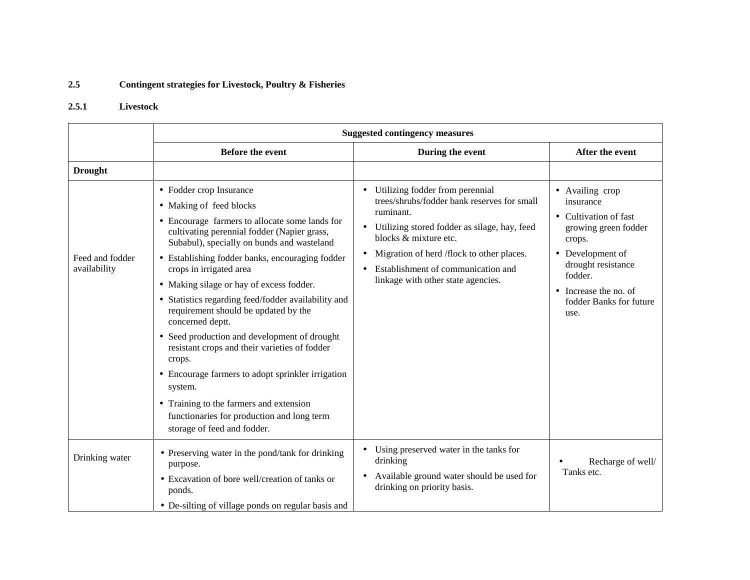## 2.5 Contingent strategies for Livestock, Poultry & Fisheries

### 2.5.1 Livestock

| | Suggested contingency measures | | |
|---|---|---|---|
| | **Before the event** | **During the event** | **After the event** |
| **Drought** | | | |
| Feed and fodder availability | • Fodder crop Insurance<br>• Making of feed blocks<br>• Encourage farmers to allocate some lands for cultivating perennial fodder (Napier grass, Subabul), specially on bunds and wasteland<br>• Establishing fodder banks, encouraging fodder crops in irrigated area<br>• Making silage or hay of excess fodder.<br>• Statistics regarding feed/fodder availability and requirement should be updated by the concerned deptt.<br>• Seed production and development of drought resistant crops and their varieties of fodder crops.<br>• Encourage farmers to adopt sprinkler irrigation system.<br>• Training to the farmers and extension functionaries for production and long term storage of feed and fodder. | • Utilizing fodder from perennial trees/shrubs/fodder bank reserves for small ruminant.<br>• Utilizing stored fodder as silage, hay, feed blocks & mixture etc.<br>• Migration of herd /flock to other places.<br>• Establishment of communication and linkage with other state agencies. | • Availing crop insurance<br>• Cultivation of fast growing green fodder crops.<br>• Development of drought resistance fodder.<br>• Increase the no. of fodder Banks for future use. |
| Drinking water | • Preserving water in the pond/tank for drinking purpose.<br>• Excavation of bore well/creation of tanks or ponds.<br>• De-silting of village ponds on regular basis and | • Using preserved water in the tanks for drinking<br>• Available ground water should be used for drinking on priority basis. | • Recharge of well/ Tanks etc. |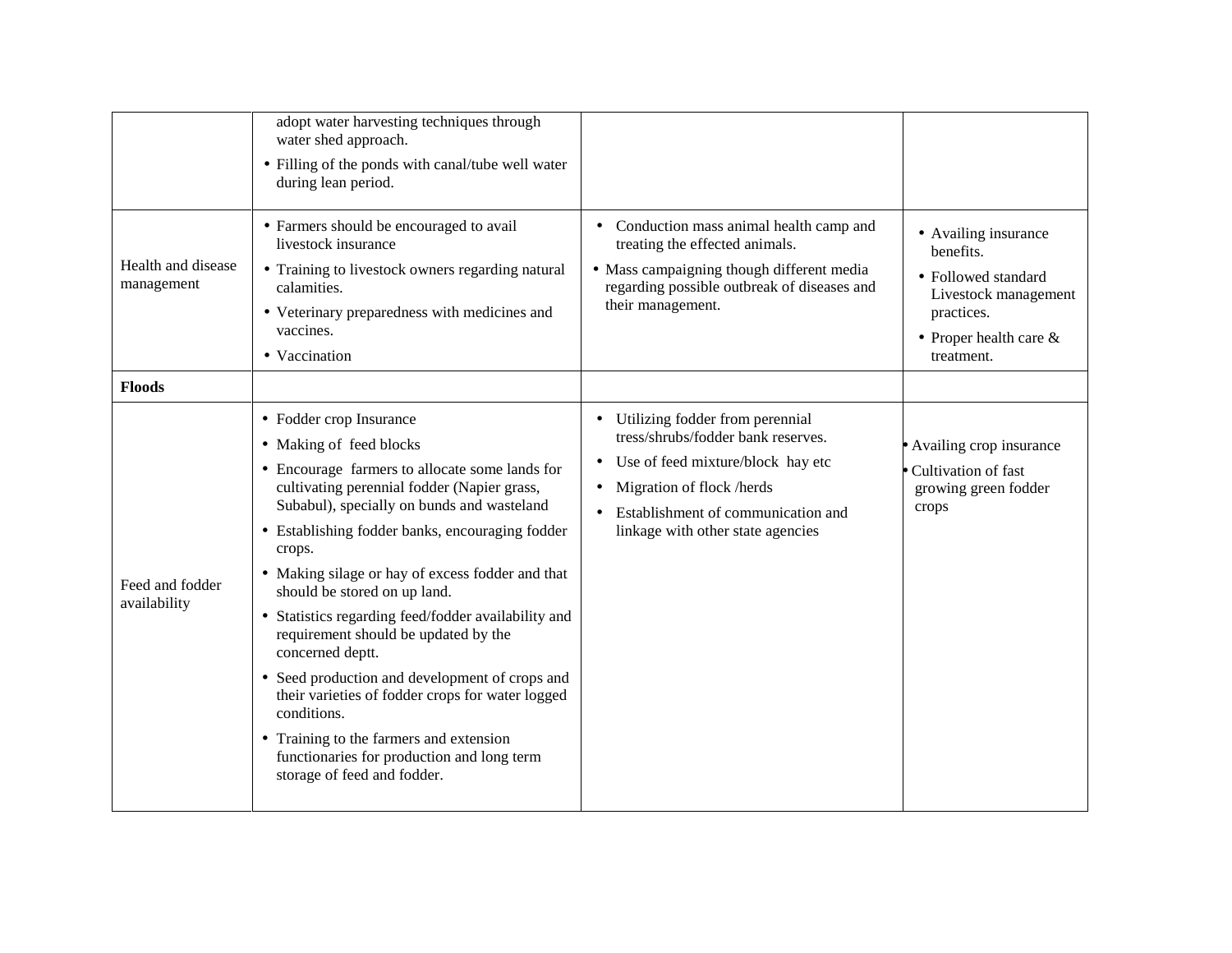| | | | |
|---|---|---|---|
| | adopt water harvesting techniques through water shed approach.<br>• Filling of the ponds with canal/tube well water during lean period. | | |
| Health and disease management | • Farmers should be encouraged to avail livestock insurance<br>• Training to livestock owners regarding natural calamities.<br>• Veterinary preparedness with medicines and vaccines.<br>• Vaccination | • Conduction mass animal health camp and treating the effected animals.<br>• Mass campaigning though different media regarding possible outbreak of diseases and their management. | • Availing insurance benefits.<br>• Followed standard Livestock management practices.<br>• Proper health care & treatment. |
| **Floods** | | | |
| Feed and fodder availability | • Fodder crop Insurance<br>• Making of feed blocks<br>• Encourage farmers to allocate some lands for cultivating perennial fodder (Napier grass, Subabul), specially on bunds and wasteland<br>• Establishing fodder banks, encouraging fodder crops.<br>• Making silage or hay of excess fodder and that should be stored on up land.<br>• Statistics regarding feed/fodder availability and requirement should be updated by the concerned deptt.<br>• Seed production and development of crops and their varieties of fodder crops for water logged conditions.<br>• Training to the farmers and extension functionaries for production and long term storage of feed and fodder. | • Utilizing fodder from perennial tress/shrubs/fodder bank reserves.<br>• Use of feed mixture/block hay etc<br>• Migration of flock /herds<br>• Establishment of communication and linkage with other state agencies | • Availing crop insurance<br>• Cultivation of fast growing green fodder crops |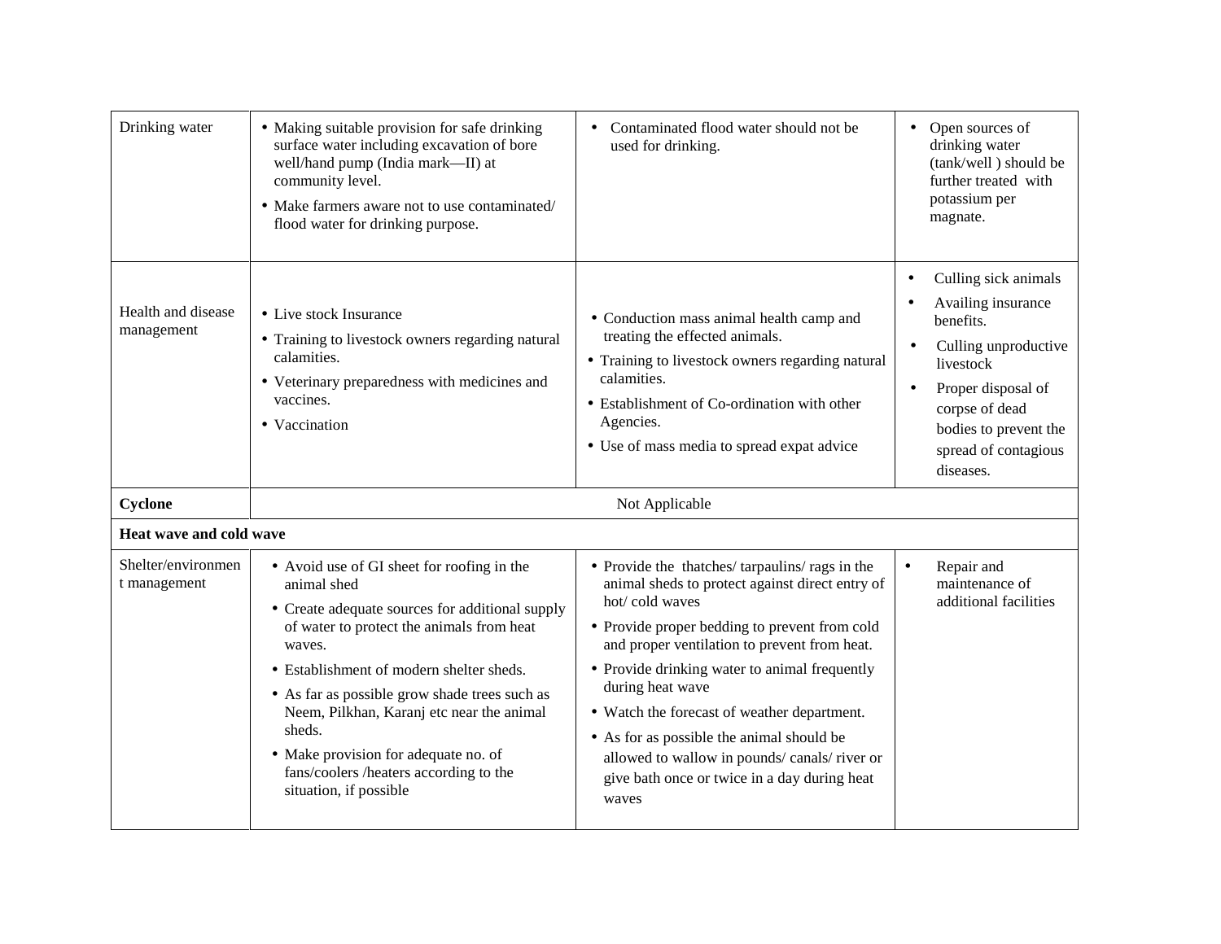| Drinking water | • Making suitable provision for safe drinking surface water including excavation of bore well/hand pump (India mark—II) at community level.<br>• Make farmers aware not to use contaminated/ flood water for drinking purpose. | • Contaminated flood water should not be used for drinking. | • Open sources of drinking water (tank/well ) should be further treated with potassium per magnate. |
|---|---|---|---|
| Health and disease management | • Live stock Insurance<br>• Training to livestock owners regarding natural calamities.<br>• Veterinary preparedness with medicines and vaccines.<br>• Vaccination | • Conduction mass animal health camp and treating the effected animals.<br>• Training to livestock owners regarding natural calamities.<br>• Establishment of Co-ordination with other Agencies.<br>• Use of mass media to spread expat advice | • Culling sick animals<br>• Availing insurance benefits.<br>• Culling unproductive livestock<br>• Proper disposal of corpse of dead bodies to prevent the spread of contagious diseases. |
| **Cyclone** | Not Applicable | | |
| **Heat wave and cold wave** | | | |
| Shelter/environment management | • Avoid use of GI sheet for roofing in the animal shed<br>• Create adequate sources for additional supply of water to protect the animals from heat waves.<br>• Establishment of modern shelter sheds.<br>• As far as possible grow shade trees such as Neem, Pilkhan, Karanj etc near the animal sheds.<br>• Make provision for adequate no. of fans/coolers /heaters according to the situation, if possible | • Provide the thatches/ tarpaulins/ rags in the animal sheds to protect against direct entry of hot/ cold waves<br>• Provide proper bedding to prevent from cold and proper ventilation to prevent from heat.<br>• Provide drinking water to animal frequently during heat wave<br>• Watch the forecast of weather department.<br>• As for as possible the animal should be allowed to wallow in pounds/ canals/ river or give bath once or twice in a day during heat waves | • Repair and maintenance of additional facilities |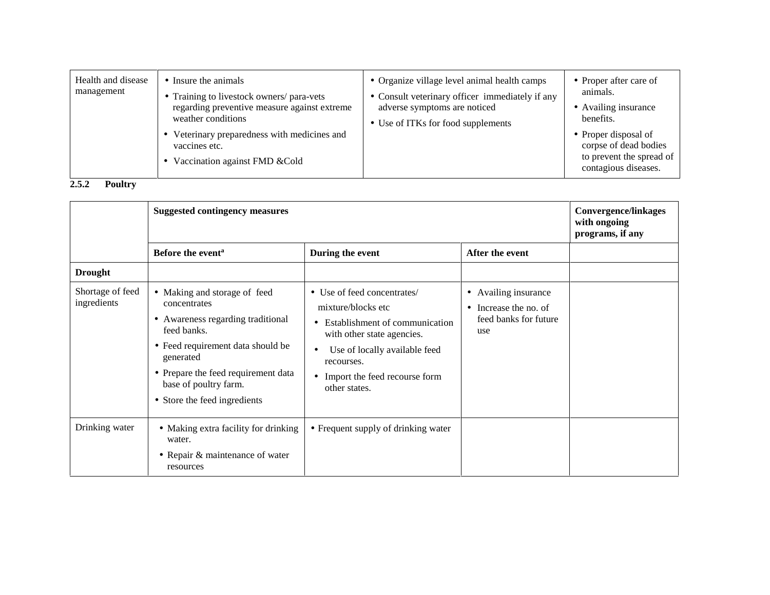| | | | |
|---|---|---|---|
| Health and disease management | • Insure the animals<br>• Training to livestock owners/ para-vets regarding preventive measure against extreme weather conditions<br>• Veterinary preparedness with medicines and vaccines etc.<br>• Vaccination against FMD &Cold | • Organize village level animal health camps<br>• Consult veterinary officer immediately if any adverse symptoms are noticed<br>• Use of ITKs for food supplements | • Proper after care of animals.<br>• Availing insurance benefits.<br>• Proper disposal of corpse of dead bodies to prevent the spread of contagious diseases. |

### 2.5.2 Poultry

| | **Suggested contingency measures** | | | **Convergence/linkages with ongoing programs, if any** |
|---|---|---|---|---|
| | **Before the event[a]** | **During the event** | **After the event** | |
| **Drought** | | | | |
| Shortage of feed ingredients | • Making and storage of feed concentrates<br>• Awareness regarding traditional feed banks.<br>• Feed requirement data should be generated<br>• Prepare the feed requirement data base of poultry farm.<br>• Store the feed ingredients | • Use of feed concentrates/ mixture/blocks etc<br>• Establishment of communication with other state agencies.<br>• Use of locally available feed recourses.<br>• Import the feed recourse form other states. | • Availing insurance<br>• Increase the no. of feed banks for future use | |
| Drinking water | • Making extra facility for drinking water.<br>• Repair & maintenance of water resources | • Frequent supply of drinking water | | |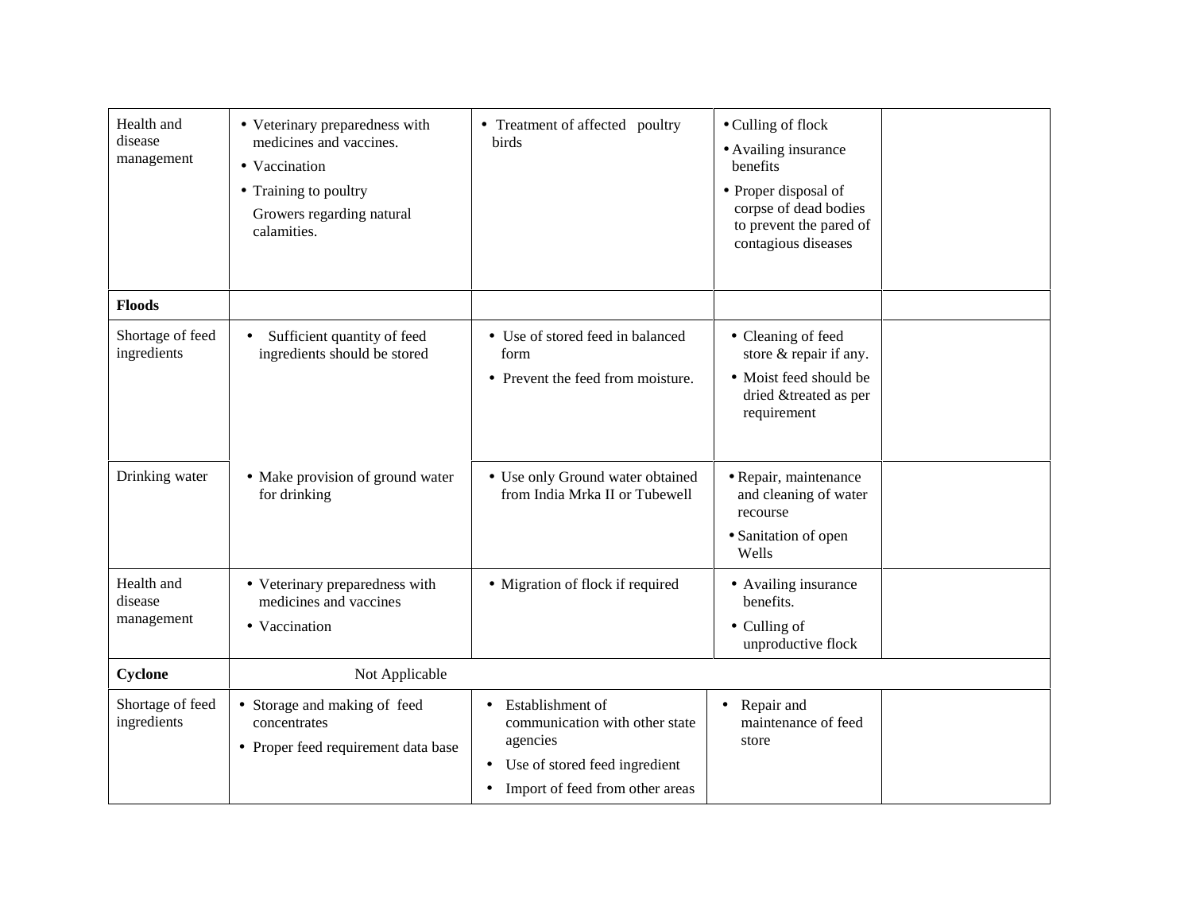| | | | | |
|---|---|---|---|---|
| Health and disease management | • Veterinary preparedness with medicines and vaccines.<br>• Vaccination<br>• Training to poultry Growers regarding natural calamities. | • Treatment of affected poultry birds | • Culling of flock<br>• Availing insurance benefits<br>• Proper disposal of corpse of dead bodies to prevent the pared of contagious diseases | |
| **Floods** | | | | |
| Shortage of feed ingredients | • Sufficient quantity of feed ingredients should be stored | • Use of stored feed in balanced form<br>• Prevent the feed from moisture. | • Cleaning of feed store & repair if any.<br>• Moist feed should be dried &treated as per requirement | |
| Drinking water | • Make provision of ground water for drinking | • Use only Ground water obtained from India Mrka II or Tubewell | • Repair, maintenance and cleaning of water recourse<br>• Sanitation of open Wells | |
| Health and disease management | • Veterinary preparedness with medicines and vaccines<br>• Vaccination | • Migration of flock if required | • Availing insurance benefits.<br>• Culling of unproductive flock | |
| **Cyclone** | Not Applicable | | | |
| Shortage of feed ingredients | • Storage and making of feed concentrates<br>• Proper feed requirement data base | • Establishment of communication with other state agencies<br>• Use of stored feed ingredient<br>• Import of feed from other areas | • Repair and maintenance of feed store | |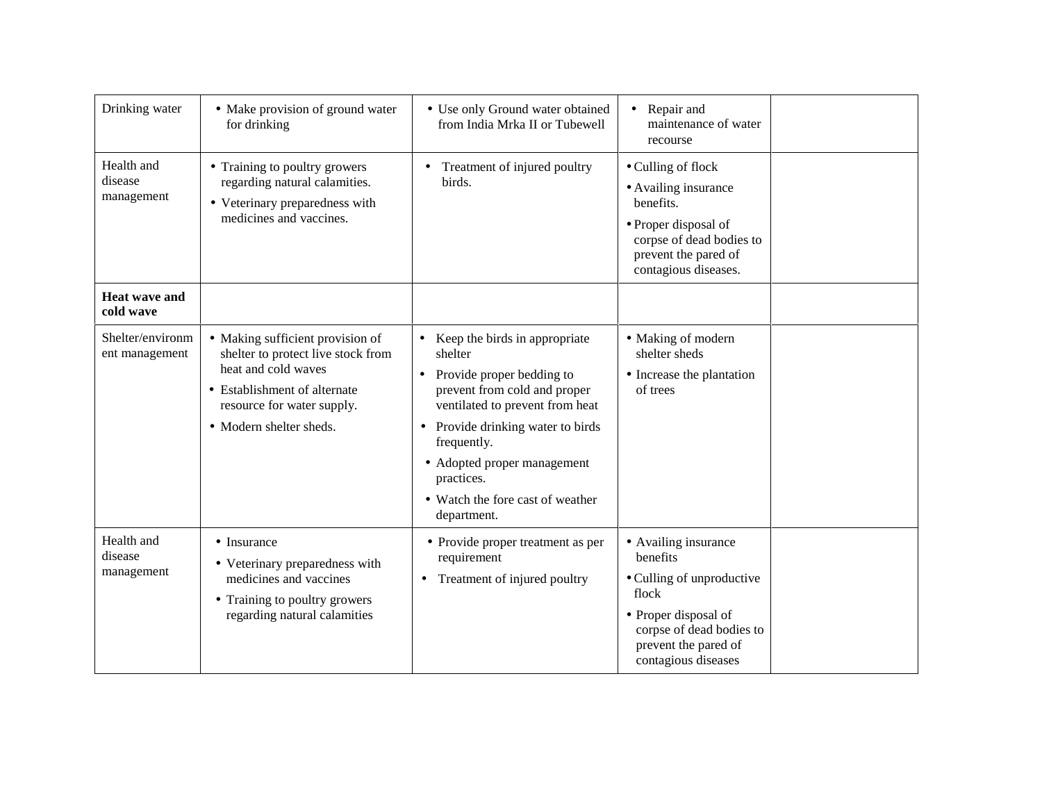| Drinking water | • Make provision of ground water for drinking | • Use only Ground water obtained from India Mrka II or Tubewell | • Repair and maintenance of water recourse | |
|---|---|---|---|---|
| Health and disease management | • Training to poultry growers regarding natural calamities.<br>• Veterinary preparedness with medicines and vaccines. | • Treatment of injured poultry birds. | • Culling of flock<br>• Availing insurance benefits.<br>• Proper disposal of corpse of dead bodies to prevent the pared of contagious diseases. | |
| **Heat wave and cold wave** | | | | |
| Shelter/environment management | • Making sufficient provision of shelter to protect live stock from heat and cold waves<br>• Establishment of alternate resource for water supply.<br>• Modern shelter sheds. | • Keep the birds in appropriate shelter<br>• Provide proper bedding to prevent from cold and proper ventilated to prevent from heat<br>• Provide drinking water to birds frequently.<br>• Adopted proper management practices.<br>• Watch the fore cast of weather department. | • Making of modern shelter sheds<br>• Increase the plantation of trees | |
| Health and disease management | • Insurance<br>• Veterinary preparedness with medicines and vaccines<br>• Training to poultry growers regarding natural calamities | • Provide proper treatment as per requirement<br>• Treatment of injured poultry | • Availing insurance benefits<br>• Culling of unproductive flock<br>• Proper disposal of corpse of dead bodies to prevent the pared of contagious diseases | |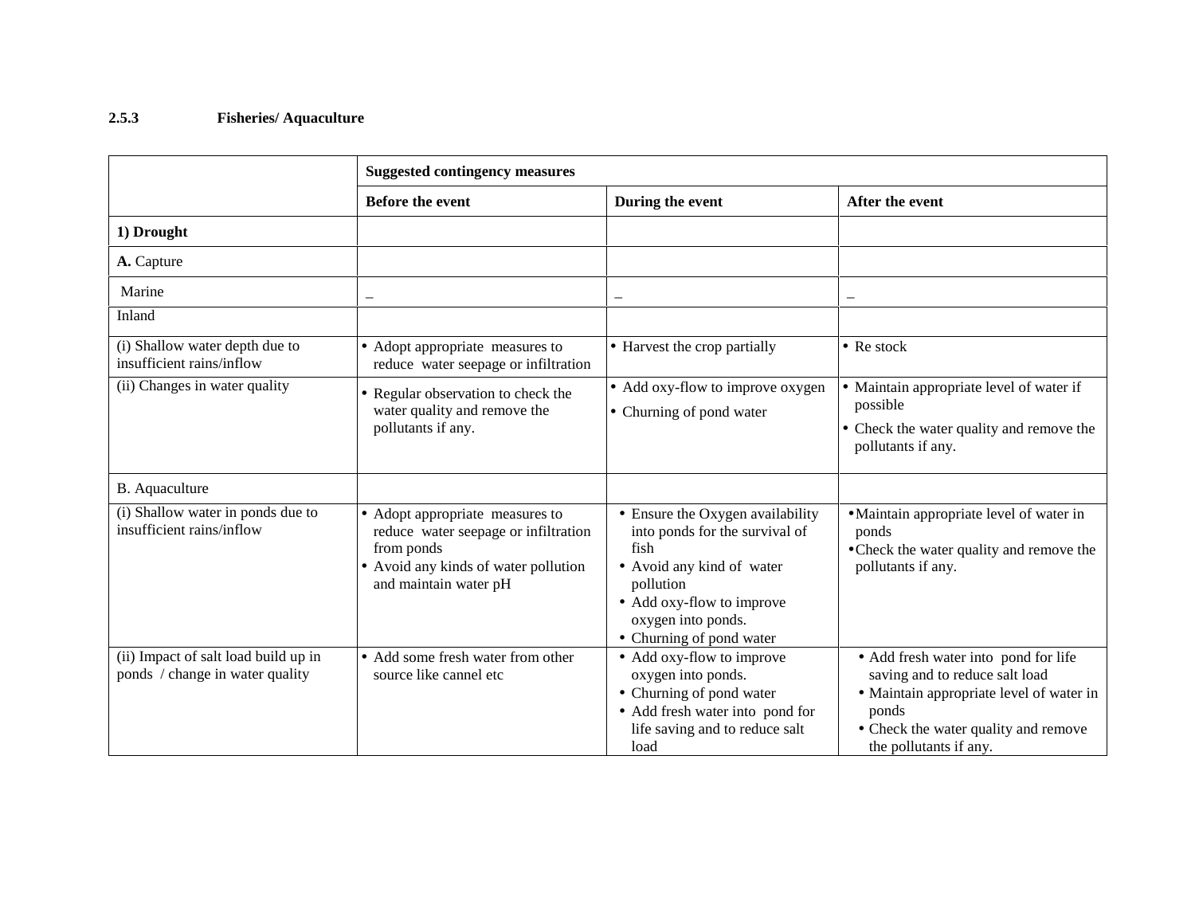### 2.5.3 Fisheries/ Aquaculture

| | Suggested contingency measures | | |
|---|---|---|---|
| | **Before the event** | **During the event** | **After the event** |
| **1) Drought** | | | |
| **A.** Capture | | | |
| Marine | _ | _ | _ |
| Inland | | | |
| (i) Shallow water depth due to insufficient rains/inflow | • Adopt appropriate measures to reduce water seepage or infiltration | • Harvest the crop partially | • Re stock |
| (ii) Changes in water quality | • Regular observation to check the water quality and remove the pollutants if any. | • Add oxy-flow to improve oxygen<br>• Churning of pond water | • Maintain appropriate level of water if possible<br>• Check the water quality and remove the pollutants if any. |
| B. Aquaculture | | | |
| (i) Shallow water in ponds due to insufficient rains/inflow | • Adopt appropriate measures to reduce water seepage or infiltration from ponds<br>• Avoid any kinds of water pollution and maintain water pH | • Ensure the Oxygen availability into ponds for the survival of fish<br>• Avoid any kind of water pollution<br>• Add oxy-flow to improve oxygen into ponds.<br>• Churning of pond water | • Maintain appropriate level of water in ponds<br>• Check the water quality and remove the pollutants if any. |
| (ii) Impact of salt load build up in ponds / change in water quality | • Add some fresh water from other source like cannel etc | • Add oxy-flow to improve oxygen into ponds.<br>• Churning of pond water<br>• Add fresh water into pond for life saving and to reduce salt load | • Add fresh water into pond for life saving and to reduce salt load<br>• Maintain appropriate level of water in ponds<br>• Check the water quality and remove the pollutants if any. |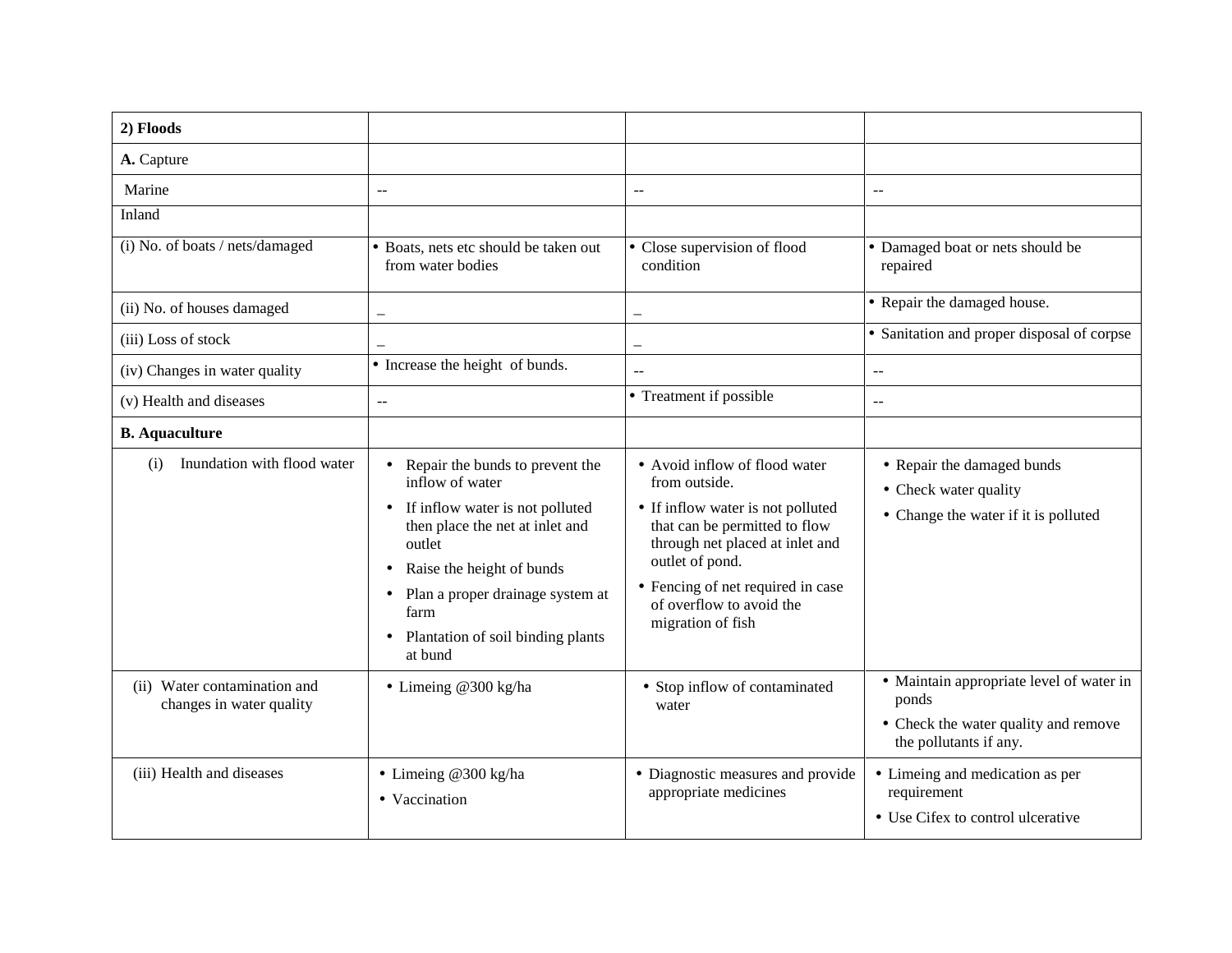| **2) Floods** | | | |
|---|---|---|---|
| **A.** Capture | | | |
| Marine | -- | -- | -- |
| Inland | | | |
| (i) No. of boats / nets/damaged | • Boats, nets etc should be taken out from water bodies | • Close supervision of flood condition | • Damaged boat or nets should be repaired |
| (ii) No. of houses damaged | _ | _ | • Repair the damaged house. |
| (iii) Loss of stock | _ | _ | • Sanitation and proper disposal of corpse |
| (iv) Changes in water quality | • Increase the height of bunds. | -- | -- |
| (v) Health and diseases | -- | • Treatment if possible | -- |
| **B. Aquaculture** | | | |
| (i) Inundation with flood water | • Repair the bunds to prevent the inflow of water<br>• If inflow water is not polluted then place the net at inlet and outlet<br>• Raise the height of bunds<br>• Plan a proper drainage system at farm<br>• Plantation of soil binding plants at bund | • Avoid inflow of flood water from outside.<br>• If inflow water is not polluted that can be permitted to flow through net placed at inlet and outlet of pond.<br>• Fencing of net required in case of overflow to avoid the migration of fish | • Repair the damaged bunds<br>• Check water quality<br>• Change the water if it is polluted |
| (ii) Water contamination and changes in water quality | • Limeing @300 kg/ha | • Stop inflow of contaminated water | • Maintain appropriate level of water in ponds<br>• Check the water quality and remove the pollutants if any. |
| (iii) Health and diseases | • Limeing @300 kg/ha<br>• Vaccination | • Diagnostic measures and provide appropriate medicines | • Limeing and medication as per requirement<br>• Use Cifex to control ulcerative |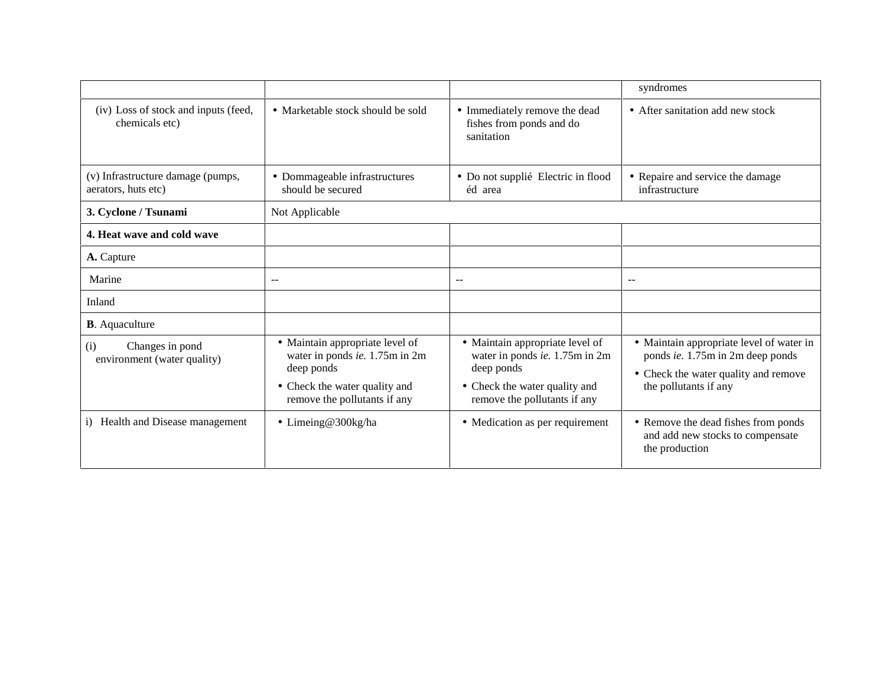| | | | |
|---|---|---|---|
| | | | syndromes |
| (iv) Loss of stock and inputs (feed, chemicals etc) | • Marketable stock should be sold | • Immediately remove the dead fishes from ponds and do sanitation | • After sanitation add new stock |
| (v) Infrastructure damage (pumps, aerators, huts etc) | • Dommageable infrastructures should be secured | • Do not supplié Electric in flood éd area | • Repaire and service the damage infrastructure |
| **3. Cyclone / Tsunami** | Not Applicable | | |
| **4. Heat wave and cold wave** | | | |
| **A.** Capture | | | |
| Marine | -- | -- | -- |
| Inland | | | |
| **B**. Aquaculture | | | |
| (i) Changes in pond environment (water quality) | • Maintain appropriate level of water in ponds *ie.* 1.75m in 2m deep ponds<br>• Check the water quality and remove the pollutants if any | • Maintain appropriate level of water in ponds *ie.* 1.75m in 2m deep ponds<br>• Check the water quality and remove the pollutants if any | • Maintain appropriate level of water in ponds *ie.* 1.75m in 2m deep ponds<br>• Check the water quality and remove the pollutants if any |
| i) Health and Disease management | • Limeing@300kg/ha | • Medication as per requirement | • Remove the dead fishes from ponds and add new stocks to compensate the production |